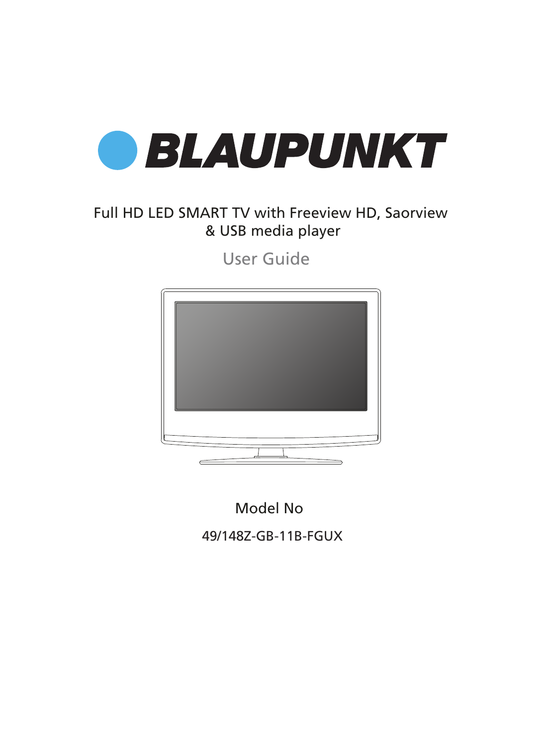# BLAUPUNKT

Full HD LED SMART TV with Freeview HD, Saorview & USB media player

User Guide

Model No

49/148Z-GB-11B-FGUX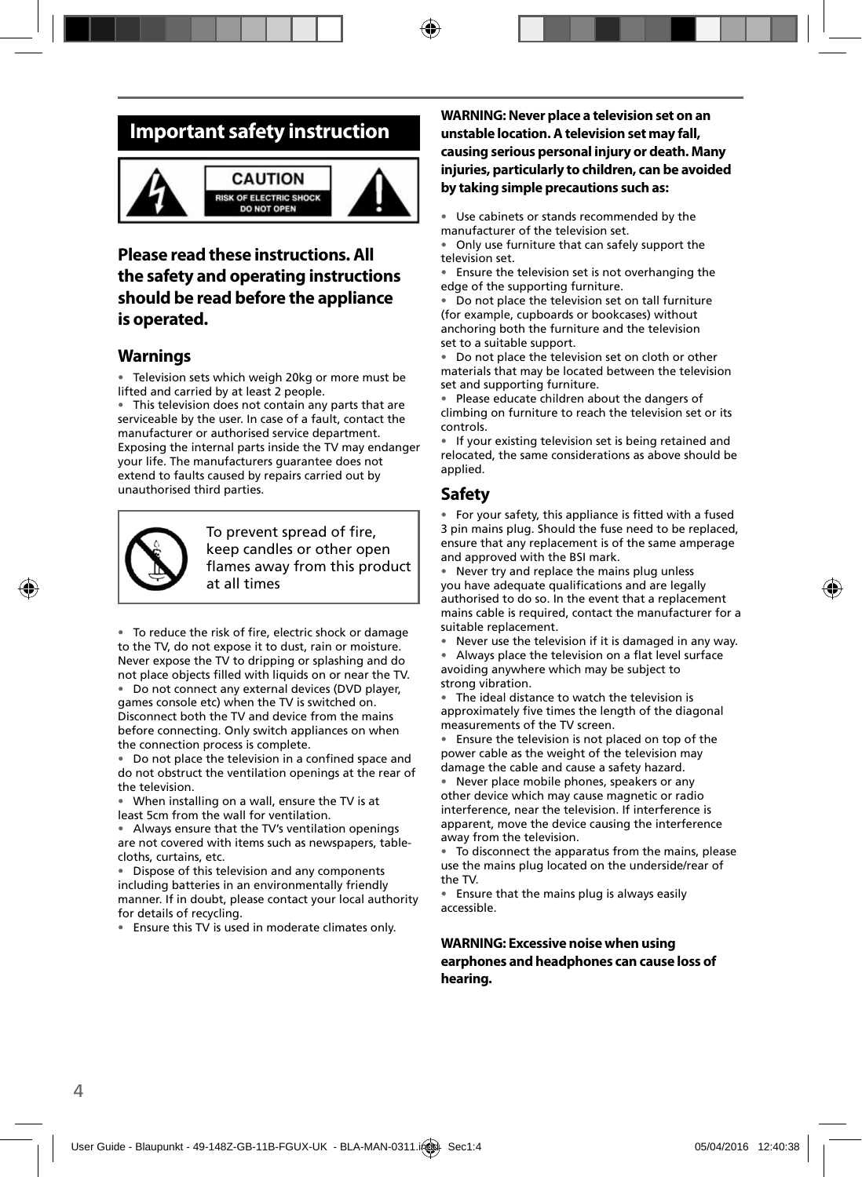# Important safety instruction

CAUTION
RISK OF ELECTRIC SHOCK
DO NOT OPEN

## Please read these instructions. All the safety and operating instructions should be read before the appliance is operated.

### Warnings

- Television sets which weigh 20kg or more must be lifted and carried by at least 2 people.
- This television does not contain any parts that are serviceable by the user. In case of a fault, contact the manufacturer or authorised service department. Exposing the internal parts inside the TV may endanger your life. The manufacturers guarantee does not extend to faults caused by repairs carried out by unauthorised third parties.

To prevent spread of fire, keep candles or other open flames away from this product at all times

- To reduce the risk of fire, electric shock or damage to the TV, do not expose it to dust, rain or moisture. Never expose the TV to dripping or splashing and do not place objects filled with liquids on or near the TV.
- Do not connect any external devices (DVD player, games console etc) when the TV is switched on. Disconnect both the TV and device from the mains before connecting. Only switch appliances on when the connection process is complete.
- Do not place the television in a confined space and do not obstruct the ventilation openings at the rear of the television.
- When installing on a wall, ensure the TV is at least 5cm from the wall for ventilation.
- Always ensure that the TV's ventilation openings are not covered with items such as newspapers, table-cloths, curtains, etc.
- Dispose of this television and any components including batteries in an environmentally friendly manner. If in doubt, please contact your local authority for details of recycling.
- Ensure this TV is used in moderate climates only.

**WARNING: Never place a television set on an unstable location. A television set may fall, causing serious personal injury or death. Many injuries, particularly to children, can be avoided by taking simple precautions such as:**

- Use cabinets or stands recommended by the manufacturer of the television set.
- Only use furniture that can safely support the television set.
- Ensure the television set is not overhanging the edge of the supporting furniture.
- Do not place the television set on tall furniture (for example, cupboards or bookcases) without anchoring both the furniture and the television set to a suitable support.
- Do not place the television set on cloth or other materials that may be located between the television set and supporting furniture.
- Please educate children about the dangers of climbing on furniture to reach the television set or its controls.
- If your existing television set is being retained and relocated, the same considerations as above should be applied.

### Safety

- For your safety, this appliance is fitted with a fused 3 pin mains plug. Should the fuse need to be replaced, ensure that any replacement is of the same amperage and approved with the BSI mark.
- Never try and replace the mains plug unless you have adequate qualifications and are legally authorised to do so. In the event that a replacement mains cable is required, contact the manufacturer for a suitable replacement.
- Never use the television if it is damaged in any way.
- Always place the television on a flat level surface avoiding anywhere which may be subject to strong vibration.
- The ideal distance to watch the television is approximately five times the length of the diagonal measurements of the TV screen.
- Ensure the television is not placed on top of the power cable as the weight of the television may damage the cable and cause a safety hazard.
- Never place mobile phones, speakers or any other device which may cause magnetic or radio interference, near the television. If interference is apparent, move the device causing the interference away from the television.
- To disconnect the apparatus from the mains, please use the mains plug located on the underside/rear of the TV.
- Ensure that the mains plug is always easily accessible.

**WARNING: Excessive noise when using earphones and headphones can cause loss of hearing.**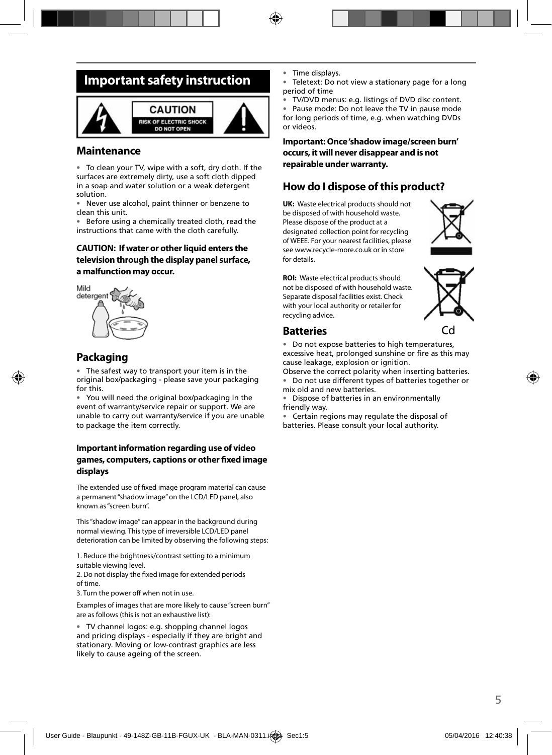# Important safety instruction

CAUTION
RISK OF ELECTRIC SHOCK
DO NOT OPEN

## Maintenance

- To clean your TV, wipe with a soft, dry cloth. If the surfaces are extremely dirty, use a soft cloth dipped in a soap and water solution or a weak detergent solution.
- Never use alcohol, paint thinner or benzene to clean this unit.
- Before using a chemically treated cloth, read the instructions that came with the cloth carefully.

**CAUTION: If water or other liquid enters the television through the display panel surface, a malfunction may occur.**

Mild detergent

## Packaging

- The safest way to transport your item is in the original box/packaging - please save your packaging for this.
- You will need the original box/packaging in the event of warranty/service repair or support. We are unable to carry out warranty/service if you are unable to package the item correctly.

### Important information regarding use of video games, computers, captions or other fixed image displays

The extended use of fixed image program material can cause a permanent "shadow image" on the LCD/LED panel, also known as "screen burn".

This "shadow image" can appear in the background during normal viewing. This type of irreversible LCD/LED panel deterioration can be limited by observing the following steps:

1. Reduce the brightness/contrast setting to a minimum suitable viewing level.
2. Do not display the fixed image for extended periods of time.
3. Turn the power off when not in use.

Examples of images that are more likely to cause "screen burn" are as follows (this is not an exhaustive list):

- TV channel logos: e.g. shopping channel logos and pricing displays - especially if they are bright and stationary. Moving or low-contrast graphics are less likely to cause ageing of the screen.
- Time displays.
- Teletext: Do not view a stationary page for a long period of time
- TV/DVD menus: e.g. listings of DVD disc content.
- Pause mode: Do not leave the TV in pause mode for long periods of time, e.g. when watching DVDs or videos.

**Important: Once 'shadow image/screen burn' occurs, it will never disappear and is not repairable under warranty.**

## How do I dispose of this product?

**UK:** Waste electrical products should not be disposed of with household waste. Please dispose of the product at a designated collection point for recycling of WEEE. For your nearest facilities, please see www.recycle-more.co.uk or in store for details.

**ROI:** Waste electrical products should not be disposed of with household waste. Separate disposal facilities exist. Check with your local authority or retailer for recycling advice.

## Batteries

Cd

- Do not expose batteries to high temperatures, excessive heat, prolonged sunshine or fire as this may cause leakage, explosion or ignition.

Observe the correct polarity when inserting batteries.

- Do not use different types of batteries together or mix old and new batteries.
- Dispose of batteries in an environmentally friendly way.
- Certain regions may regulate the disposal of batteries. Please consult your local authority.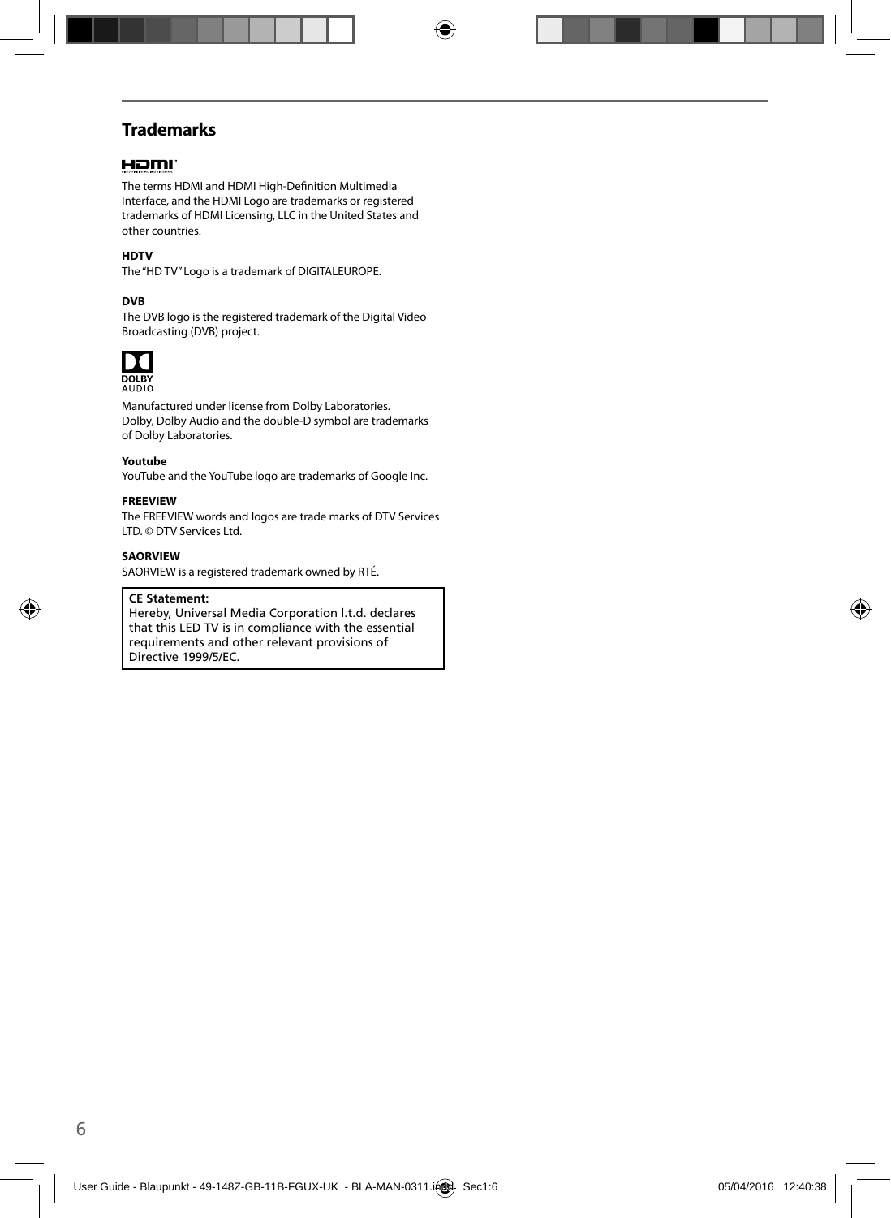## Trademarks

The terms HDMI and HDMI High-Definition Multimedia Interface, and the HDMI Logo are trademarks or registered trademarks of HDMI Licensing, LLC in the United States and other countries.

**HDTV**

The "HD TV" Logo is a trademark of DIGITALEUROPE.

**DVB**

The DVB logo is the registered trademark of the Digital Video Broadcasting (DVB) project.

Manufactured under license from Dolby Laboratories. Dolby, Dolby Audio and the double-D symbol are trademarks of Dolby Laboratories.

**Youtube**

YouTube and the YouTube logo are trademarks of Google Inc.

**FREEVIEW**

The FREEVIEW words and logos are trade marks of DTV Services LTD. © DTV Services Ltd.

**SAORVIEW**

SAORVIEW is a registered trademark owned by RTÉ.

**CE Statement:**
Hereby, Universal Media Corporation l.t.d. declares that this LED TV is in compliance with the essential requirements and other relevant provisions of Directive 1999/5/EC.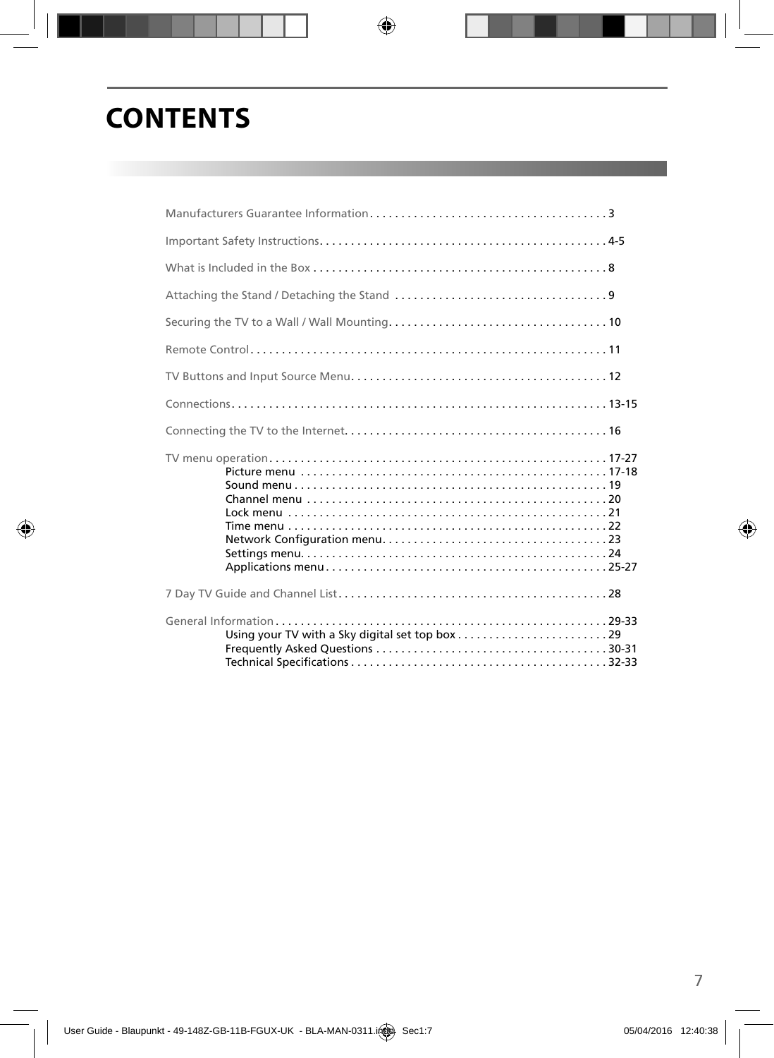# CONTENTS

Manufacturers Guarantee Information . . . . . . . . . . . . . . . . . . . . . . . . . . . . . . . . . . . . . 3

Important Safety Instructions . . . . . . . . . . . . . . . . . . . . . . . . . . . . . . . . . . . . . . . . . . . . . 4-5

What is Included in the Box . . . . . . . . . . . . . . . . . . . . . . . . . . . . . . . . . . . . . . . . . . . . . . 8

Attaching the Stand / Detaching the Stand . . . . . . . . . . . . . . . . . . . . . . . . . . . . . . . . . 9

Securing the TV to a Wall / Wall Mounting . . . . . . . . . . . . . . . . . . . . . . . . . . . . . . . . . . 10

Remote Control . . . . . . . . . . . . . . . . . . . . . . . . . . . . . . . . . . . . . . . . . . . . . . . . . . . . . . . . 11

TV Buttons and Input Source Menu . . . . . . . . . . . . . . . . . . . . . . . . . . . . . . . . . . . . . . . . 12

Connections . . . . . . . . . . . . . . . . . . . . . . . . . . . . . . . . . . . . . . . . . . . . . . . . . . . . . . . . . . . 13-15

Connecting the TV to the Internet . . . . . . . . . . . . . . . . . . . . . . . . . . . . . . . . . . . . . . . . . . 16

TV menu operation . . . . . . . . . . . . . . . . . . . . . . . . . . . . . . . . . . . . . . . . . . . . . . . . . . . . . 17-27
- Picture menu . . . . . . . . . . . . . . . . . . . . . . . . . . . . . . . . . . . . . . . . . . . . . . . . . 17-18
- Sound menu . . . . . . . . . . . . . . . . . . . . . . . . . . . . . . . . . . . . . . . . . . . . . . . . . . 19
- Channel menu . . . . . . . . . . . . . . . . . . . . . . . . . . . . . . . . . . . . . . . . . . . . . . . . 20
- Lock menu . . . . . . . . . . . . . . . . . . . . . . . . . . . . . . . . . . . . . . . . . . . . . . . . . . . 21
- Time menu . . . . . . . . . . . . . . . . . . . . . . . . . . . . . . . . . . . . . . . . . . . . . . . . . . . 22
- Network Configuration menu . . . . . . . . . . . . . . . . . . . . . . . . . . . . . . . . . . . . 23
- Settings menu . . . . . . . . . . . . . . . . . . . . . . . . . . . . . . . . . . . . . . . . . . . . . . . . . 24
- Applications menu . . . . . . . . . . . . . . . . . . . . . . . . . . . . . . . . . . . . . . . . . . . . . 25-27

7 Day TV Guide and Channel List . . . . . . . . . . . . . . . . . . . . . . . . . . . . . . . . . . . . . . . . . . 28

General Information . . . . . . . . . . . . . . . . . . . . . . . . . . . . . . . . . . . . . . . . . . . . . . . . . . . . 29-33
- Using your TV with a Sky digital set top box . . . . . . . . . . . . . . . . . . . . . . . . 29
- Frequently Asked Questions . . . . . . . . . . . . . . . . . . . . . . . . . . . . . . . . . . . . . 30-31
- Technical Specifications . . . . . . . . . . . . . . . . . . . . . . . . . . . . . . . . . . . . . . . . . 32-33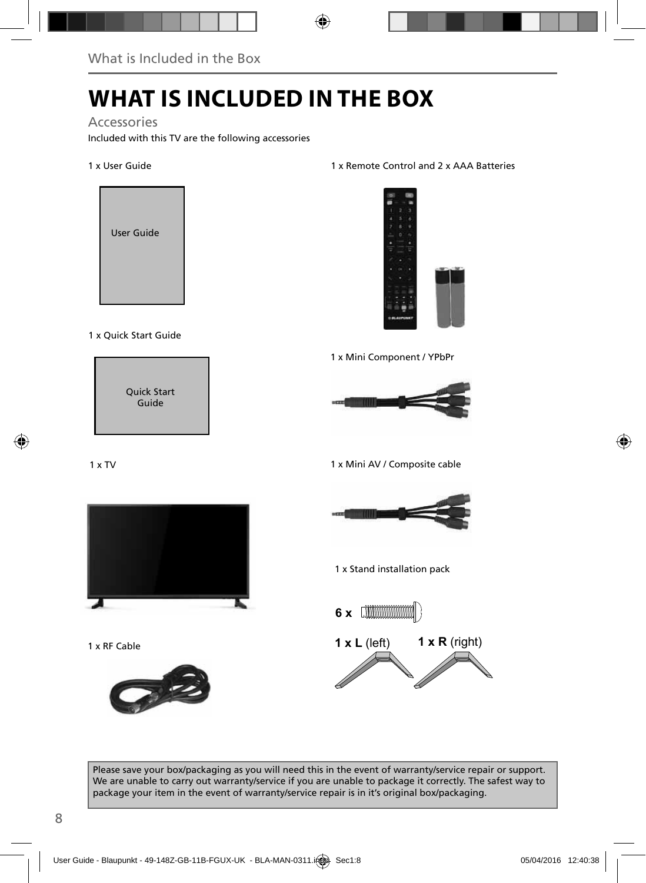# WHAT IS INCLUDED IN THE BOX

## Accessories

Included with this TV are the following accessories

1 x User Guide

User Guide

1 x Remote Control and 2 x AAA Batteries

1 x Quick Start Guide

Quick Start Guide

1 x Mini Component / YPbPr

1 x TV

1 x Mini AV / Composite cable

1 x Stand installation pack

**6 x**

**1 x L** (left) **1 x R** (right)

1 x RF Cable

Please save your box/packaging as you will need this in the event of warranty/service repair or support. We are unable to carry out warranty/service if you are unable to package it correctly. The safest way to package your item in the event of warranty/service repair is in it's original box/packaging.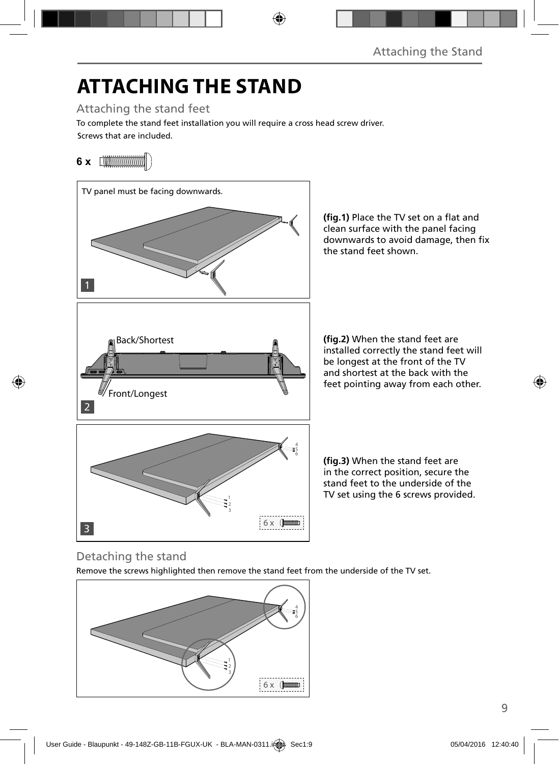# ATTACHING THE STAND

## Attaching the stand feet

To complete the stand feet installation you will require a cross head screw driver.

Screws that are included.

6 x

TV panel must be facing downwards.

**(fig.1)** Place the TV set on a flat and clean surface with the panel facing downwards to avoid damage, then fix the stand feet shown.

Back/Shortest

Front/Longest

**(fig.2)** When the stand feet are installed correctly the stand feet will be longest at the front of the TV and shortest at the back with the feet pointing away from each other.

6 x

**(fig.3)** When the stand feet are in the correct position, secure the stand feet to the underside of the TV set using the 6 screws provided.

## Detaching the stand

Remove the screws highlighted then remove the stand feet from the underside of the TV set.

6 x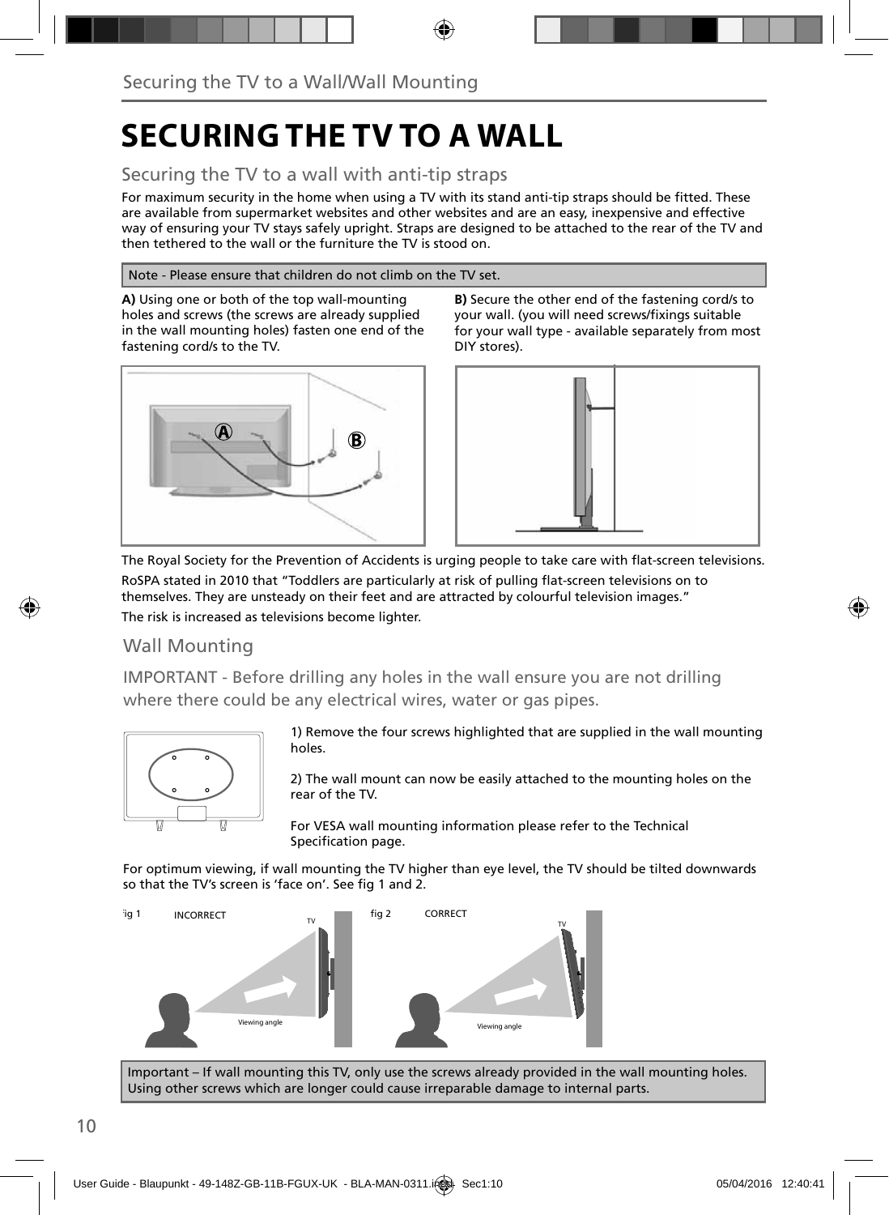# SECURING THE TV TO A WALL

## Securing the TV to a wall with anti-tip straps

For maximum security in the home when using a TV with its stand anti-tip straps should be fitted. These are available from supermarket websites and other websites and are an easy, inexpensive and effective way of ensuring your TV stays safely upright. Straps are designed to be attached to the rear of the TV and then tethered to the wall or the furniture the TV is stood on.

Note - Please ensure that children do not climb on the TV set.

**A)** Using one or both of the top wall-mounting holes and screws (the screws are already supplied in the wall mounting holes) fasten one end of the fastening cord/s to the TV.

**B)** Secure the other end of the fastening cord/s to your wall. (you will need screws/fixings suitable for your wall type - available separately from most DIY stores).

The Royal Society for the Prevention of Accidents is urging people to take care with flat-screen televisions.

RoSPA stated in 2010 that "Toddlers are particularly at risk of pulling flat-screen televisions on to themselves. They are unsteady on their feet and are attracted by colourful television images."

The risk is increased as televisions become lighter.

## Wall Mounting

IMPORTANT - Before drilling any holes in the wall ensure you are not drilling where there could be any electrical wires, water or gas pipes.

1) Remove the four screws highlighted that are supplied in the wall mounting holes.

2) The wall mount can now be easily attached to the mounting holes on the rear of the TV.

For VESA wall mounting information please refer to the Technical Specification page.

For optimum viewing, if wall mounting the TV higher than eye level, the TV should be tilted downwards so that the TV's screen is 'face on'. See fig 1 and 2.

fig 1 INCORRECT

fig 2 CORRECT

Important – If wall mounting this TV, only use the screws already provided in the wall mounting holes. Using other screws which are longer could cause irreparable damage to internal parts.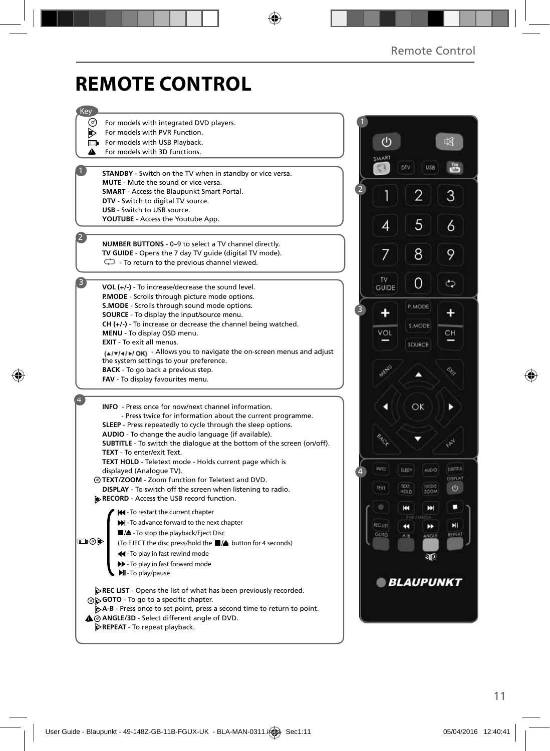# REMOTE CONTROL

**Key**

- For models with integrated DVD players.
- For models with PVR Function.
- For models with USB Playback.
- For models with 3D functions.

**1**

**STANDBY** - Switch on the TV when in standby or vice versa.
**MUTE** - Mute the sound or vice versa.
**SMART** - Access the Blaupunkt Smart Portal.
**DTV** - Switch to digital TV source.
**USB** - Switch to USB source.
**YOUTUBE** - Access the Youtube App.

**2**

**NUMBER BUTTONS** - 0–9 to select a TV channel directly.
**TV GUIDE** - Opens the 7 day TV guide (digital TV mode).
- To return to the previous channel viewed.

**3**

**VOL (+/-)** - To increase/decrease the sound level.
**P.MODE** - Scrolls through picture mode options.
**S.MODE** - Scrolls through sound mode options.
**SOURCE** - To display the input/source menu.
**CH (+/-)** - To increase or decrease the channel being watched.
**MENU** - To display OSD menu.
**EXIT** - To exit all menus.
**(▲/▼/◄/►/ OK)** - Allows you to navigate the on-screen menus and adjust the system settings to your preference.
**BACK** - To go back a previous step.
**FAV** - To display favourites menu.

**4**

**INFO** - Press once for now/next channel information.
- Press twice for information about the current programme.

**SLEEP** - Press repeatedly to cycle through the sleep options.
**AUDIO** - To change the audio language (if available).
**SUBTITLE** - To switch the dialogue at the bottom of the screen (on/off).
**TEXT** - To enter/exit Text.
**TEXT HOLD** - Teletext mode - Holds current page which is displayed (Analogue TV).
**TEXT/ZOOM** - Zoom function for Teletext and DVD.
**DISPLAY** - To switch off the screen when listening to radio.
**RECORD** - Access the USB record function.

- ⏮ - To restart the current chapter
- ⏭ - To advance forward to the next chapter
- ■/⏏ - To stop the playback/Eject Disc (To EJECT the disc press/hold the ■/⏏ button for 4 seconds)
- ◄◄ - To play in fast rewind mode
- ►► - To play in fast forward mode
- ►❙❙ - To play/pause

**REC LIST** - Opens the list of what has been previously recorded.
**GOTO** - To go to a specific chapter.
**A-B** - Press once to set point, press a second time to return to point.
**ANGLE/3D** - Select different angle of DVD.
**REPEAT** - To repeat playback.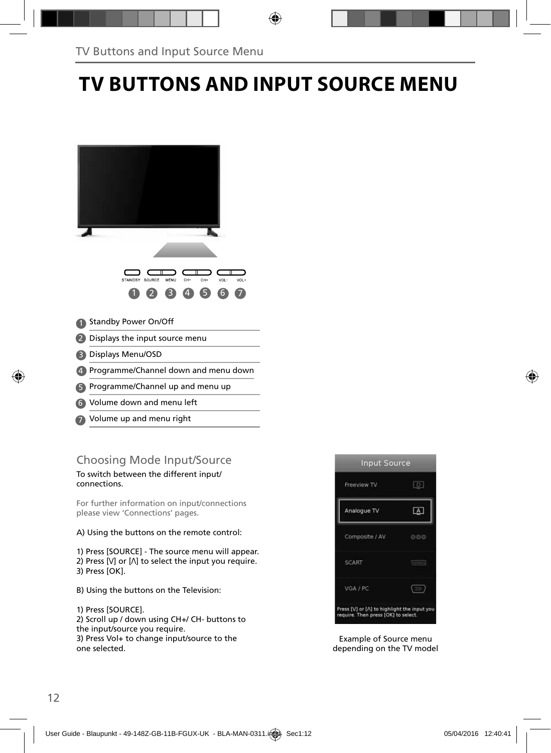# TV BUTTONS AND INPUT SOURCE MENU

STANDBY SOURCE MENU CH- CH+ VOL- VOL+

1 2 3 4 5 6 7

1. Standby Power On/Off
2. Displays the input source menu
3. Displays Menu/OSD
4. Programme/Channel down and menu down
5. Programme/Channel up and menu up
6. Volume down and menu left
7. Volume up and menu right

## Choosing Mode Input/Source

To switch between the different input/ connections.

For further information on input/connections please view 'Connections' pages.

A) Using the buttons on the remote control:

1) Press [SOURCE] - The source menu will appear.
2) Press [V] or [Λ] to select the input you require.
3) Press [OK].

B) Using the buttons on the Television:

1) Press [SOURCE].
2) Scroll up / down using CH+/ CH- buttons to the input/source you require.
3) Press Vol+ to change input/source to the one selected.

Input Source

Freeview TV

Analogue TV

Composite / AV

SCART

VGA / PC

Press [V] or [Λ] to highlight the input you require. Then press [OK] to select.

Example of Source menu depending on the TV model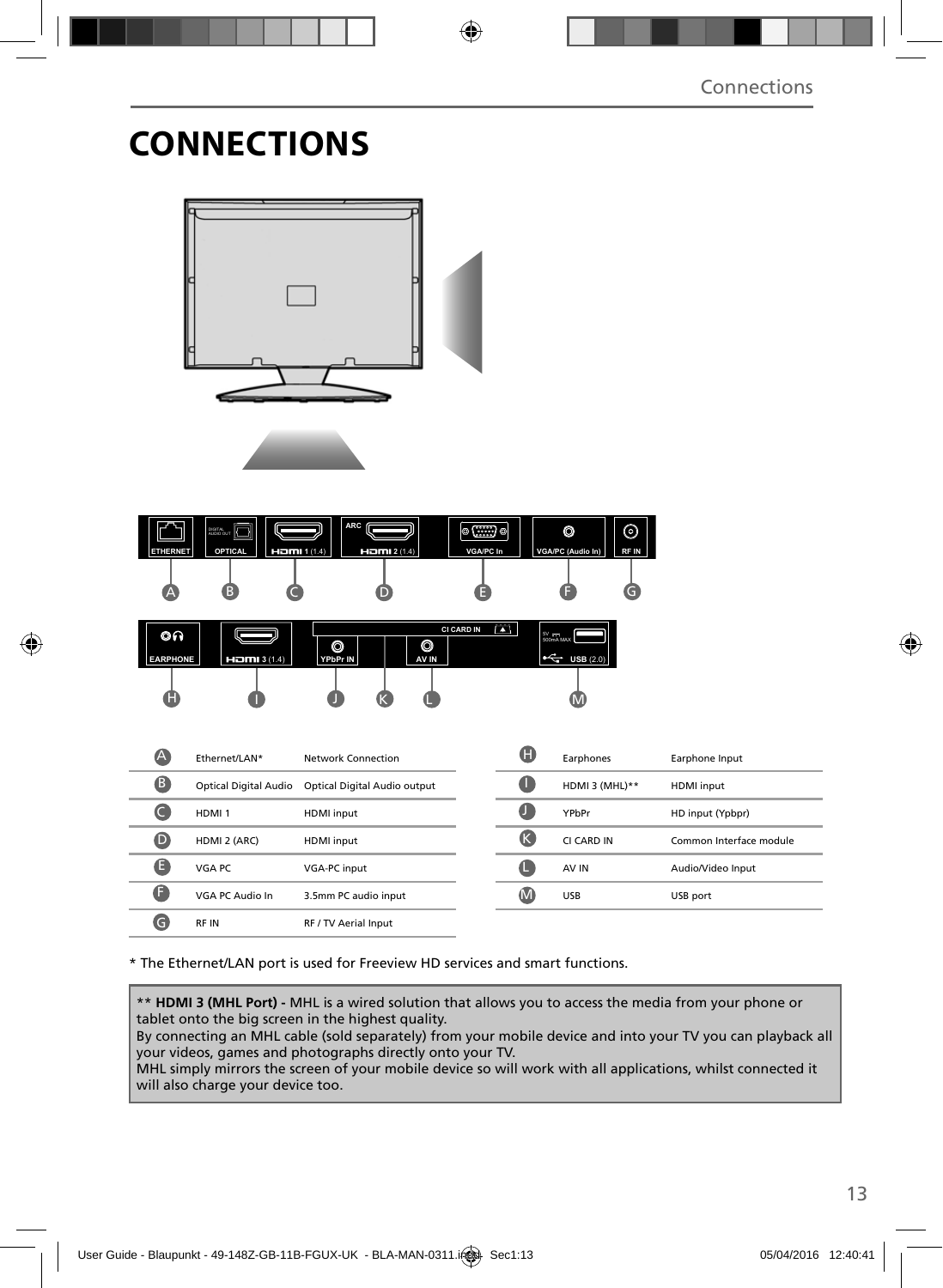# CONNECTIONS

| | | |
|---|---|---|
| A | Ethernet/LAN* | Network Connection |
| B | Optical Digital Audio | Optical Digital Audio output |
| C | HDMI 1 | HDMI input |
| D | HDMI 2 (ARC) | HDMI input |
| E | VGA PC | VGA-PC input |
| F | VGA PC Audio In | 3.5mm PC audio input |
| G | RF IN | RF / TV Aerial Input |

| | | |
|---|---|---|
| H | Earphones | Earphone Input |
| I | HDMI 3 (MHL)** | HDMI input |
| J | YPbPr | HD input (Ypbpr) |
| K | CI CARD IN | Common Interface module |
| L | AV IN | Audio/Video Input |
| M | USB | USB port |

* The Ethernet/LAN port is used for Freeview HD services and smart functions.

** **HDMI 3 (MHL Port) -** MHL is a wired solution that allows you to access the media from your phone or tablet onto the big screen in the highest quality.
By connecting an MHL cable (sold separately) from your mobile device and into your TV you can playback all your videos, games and photographs directly onto your TV.
MHL simply mirrors the screen of your mobile device so will work with all applications, whilst connected it will also charge your device too.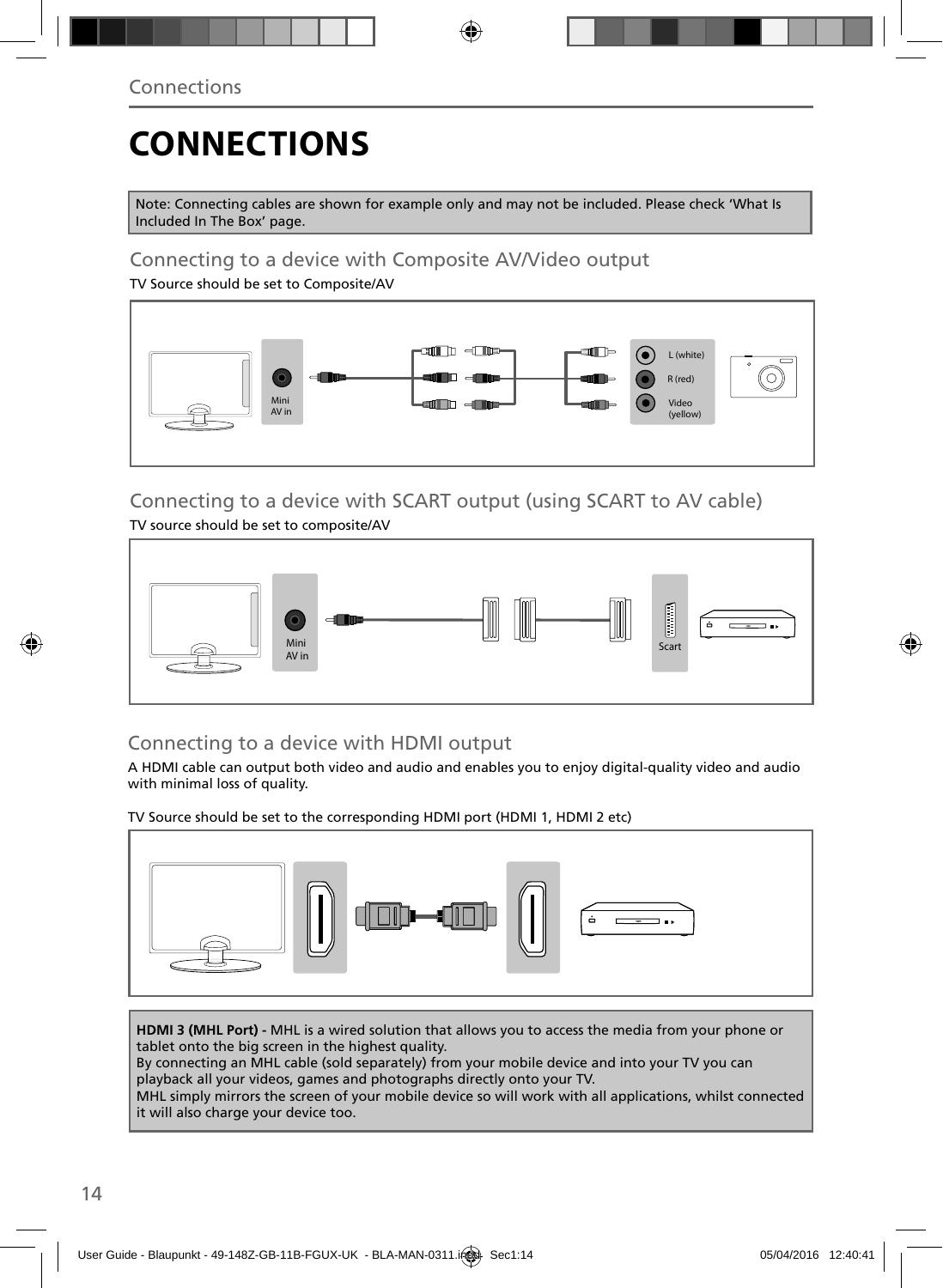# CONNECTIONS

Note: Connecting cables are shown for example only and may not be included. Please check 'What Is Included In The Box' page.

## Connecting to a device with Composite AV/Video output

TV Source should be set to Composite/AV

Mini AV in

L (white)
R (red)
Video (yellow)

## Connecting to a device with SCART output (using SCART to AV cable)

TV source should be set to composite/AV

Mini AV in

Scart

## Connecting to a device with HDMI output

A HDMI cable can output both video and audio and enables you to enjoy digital-quality video and audio with minimal loss of quality.

TV Source should be set to the corresponding HDMI port (HDMI 1, HDMI 2 etc)

**HDMI 3 (MHL Port) -** MHL is a wired solution that allows you to access the media from your phone or tablet onto the big screen in the highest quality.
By connecting an MHL cable (sold separately) from your mobile device and into your TV you can playback all your videos, games and photographs directly onto your TV.
MHL simply mirrors the screen of your mobile device so will work with all applications, whilst connected it will also charge your device too.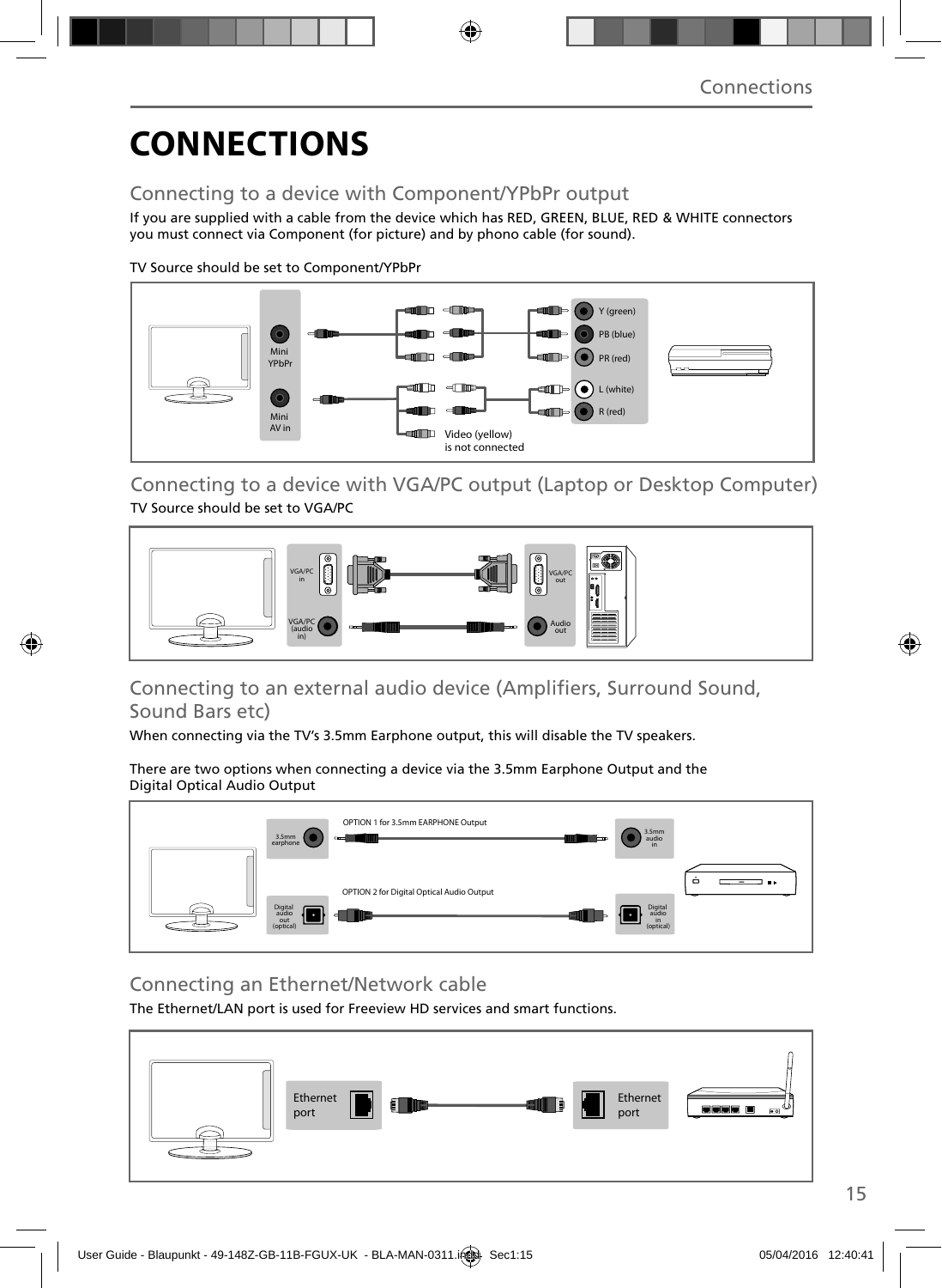# CONNECTIONS

## Connecting to a device with Component/YPbPr output

If you are supplied with a cable from the device which has RED, GREEN, BLUE, RED & WHITE connectors you must connect via Component (for picture) and by phono cable (for sound).

TV Source should be set to Component/YPbPr

Mini YPbPr

Mini AV in

Y (green)

PB (blue)

PR (red)

L (white)

R (red)

Video (yellow) is not connected

## Connecting to a device with VGA/PC output (Laptop or Desktop Computer)

TV Source should be set to VGA/PC

VGA/PC in

VGA/PC (audio in)

VGA/PC out

Audio out

## Connecting to an external audio device (Amplifiers, Surround Sound, Sound Bars etc)

When connecting via the TV's 3.5mm Earphone output, this will disable the TV speakers.

There are two options when connecting a device via the 3.5mm Earphone Output and the Digital Optical Audio Output

3.5mm earphone

OPTION 1 for 3.5mm EARPHONE Output

3.5mm audio in

Digital audio out (optical)

OPTION 2 for Digital Optical Audio Output

Digital audio in (optical)

## Connecting an Ethernet/Network cable

The Ethernet/LAN port is used for Freeview HD services and smart functions.

Ethernet port

Ethernet port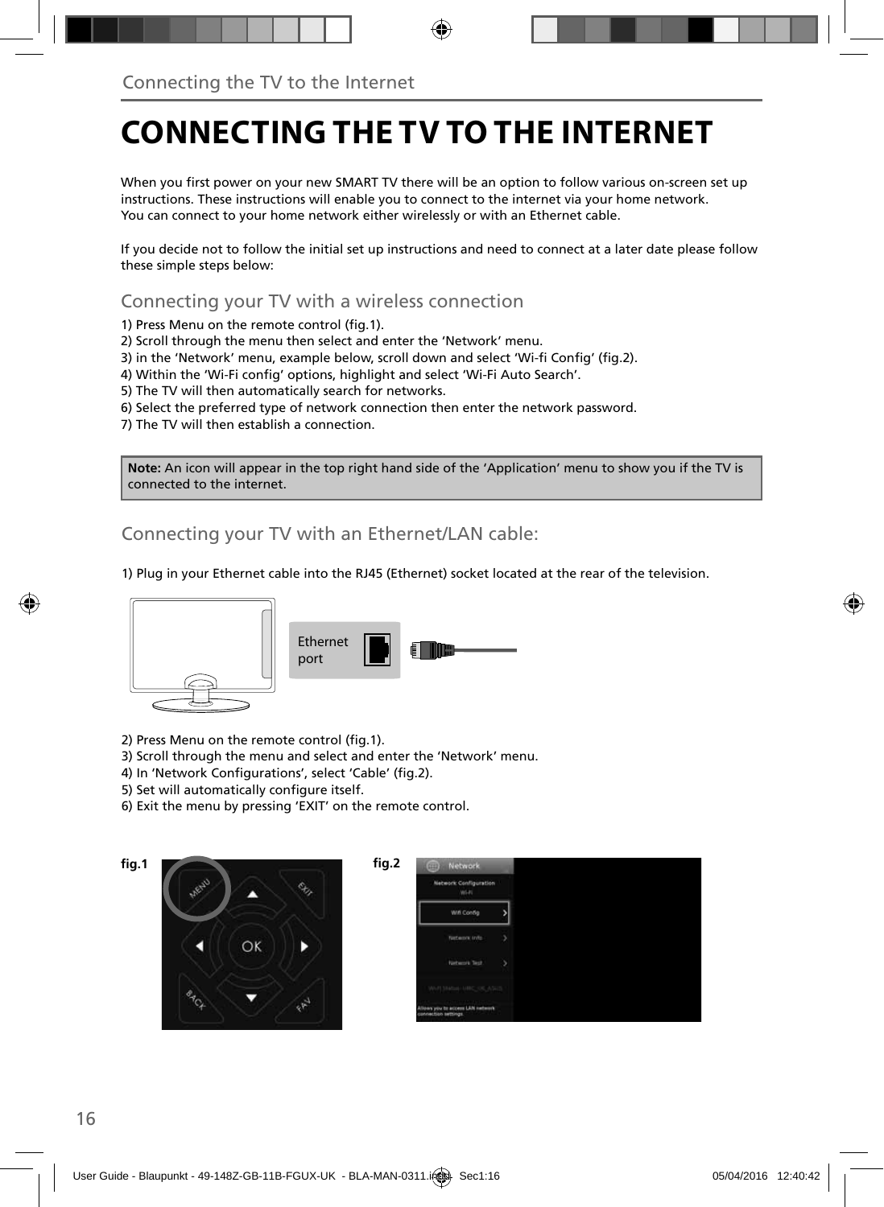# CONNECTING THE TV TO THE INTERNET

When you first power on your new SMART TV there will be an option to follow various on-screen set up instructions. These instructions will enable you to connect to the internet via your home network.
You can connect to your home network either wirelessly or with an Ethernet cable.

If you decide not to follow the initial set up instructions and need to connect at a later date please follow these simple steps below:

## Connecting your TV with a wireless connection

1) Press Menu on the remote control (fig.1).
2) Scroll through the menu then select and enter the 'Network' menu.
3) in the 'Network' menu, example below, scroll down and select 'Wi-fi Config' (fig.2).
4) Within the 'Wi-Fi config' options, highlight and select 'Wi-Fi Auto Search'.
5) The TV will then automatically search for networks.
6) Select the preferred type of network connection then enter the network password.
7) The TV will then establish a connection.

**Note:** An icon will appear in the top right hand side of the 'Application' menu to show you if the TV is connected to the internet.

## Connecting your TV with an Ethernet/LAN cable:

1) Plug in your Ethernet cable into the RJ45 (Ethernet) socket located at the rear of the television.

Ethernet port

2) Press Menu on the remote control (fig.1).
3) Scroll through the menu and select and enter the 'Network' menu.
4) In 'Network Configurations', select 'Cable' (fig.2).
5) Set will automatically configure itself.
6) Exit the menu by pressing 'EXIT' on the remote control.

fig.1

fig.2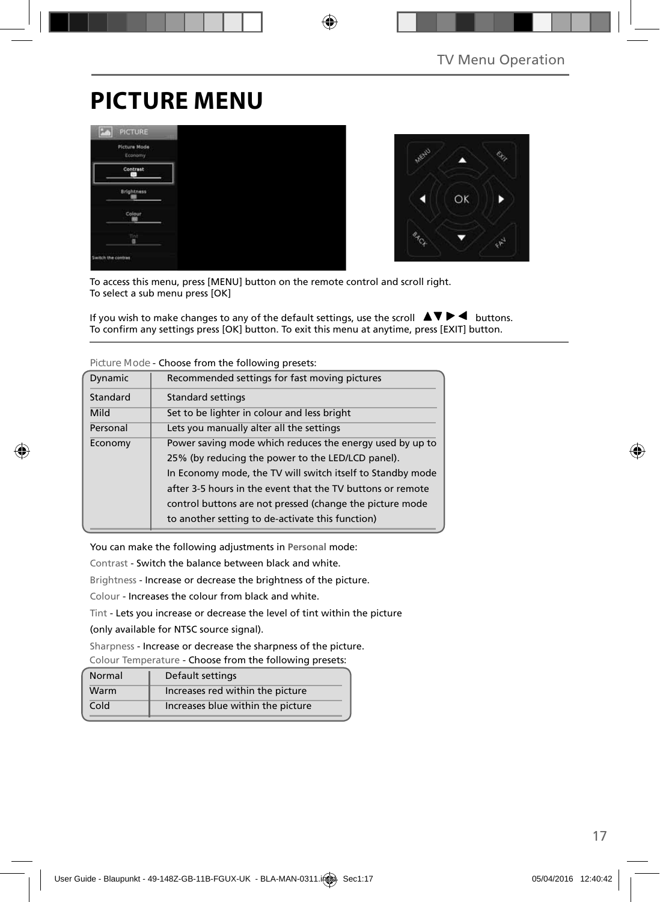# PICTURE MENU

To access this menu, press [MENU] button on the remote control and scroll right.
To select a sub menu press [OK]

If you wish to make changes to any of the default settings, use the scroll ▲▼ ▶ ◀ buttons.
To confirm any settings press [OK] button. To exit this menu at anytime, press [EXIT] button.

Picture Mode - Choose from the following presets:

| | |
|---|---|
| Dynamic | Recommended settings for fast moving pictures |
| Standard | Standard settings |
| Mild | Set to be lighter in colour and less bright |
| Personal | Lets you manually alter all the settings |
| Economy | Power saving mode which reduces the energy used by up to 25% (by reducing the power to the LED/LCD panel). In Economy mode, the TV will switch itself to Standby mode after 3-5 hours in the event that the TV buttons or remote control buttons are not pressed (change the picture mode to another setting to de-activate this function) |

You can make the following adjustments in **Personal** mode:

Contrast - Switch the balance between black and white.

Brightness - Increase or decrease the brightness of the picture.

Colour - Increases the colour from black and white.

Tint - Lets you increase or decrease the level of tint within the picture (only available for NTSC source signal).

Sharpness - Increase or decrease the sharpness of the picture.

Colour Temperature - Choose from the following presets:

| | |
|---|---|
| Normal | Default settings |
| Warm | Increases red within the picture |
| Cold | Increases blue within the picture |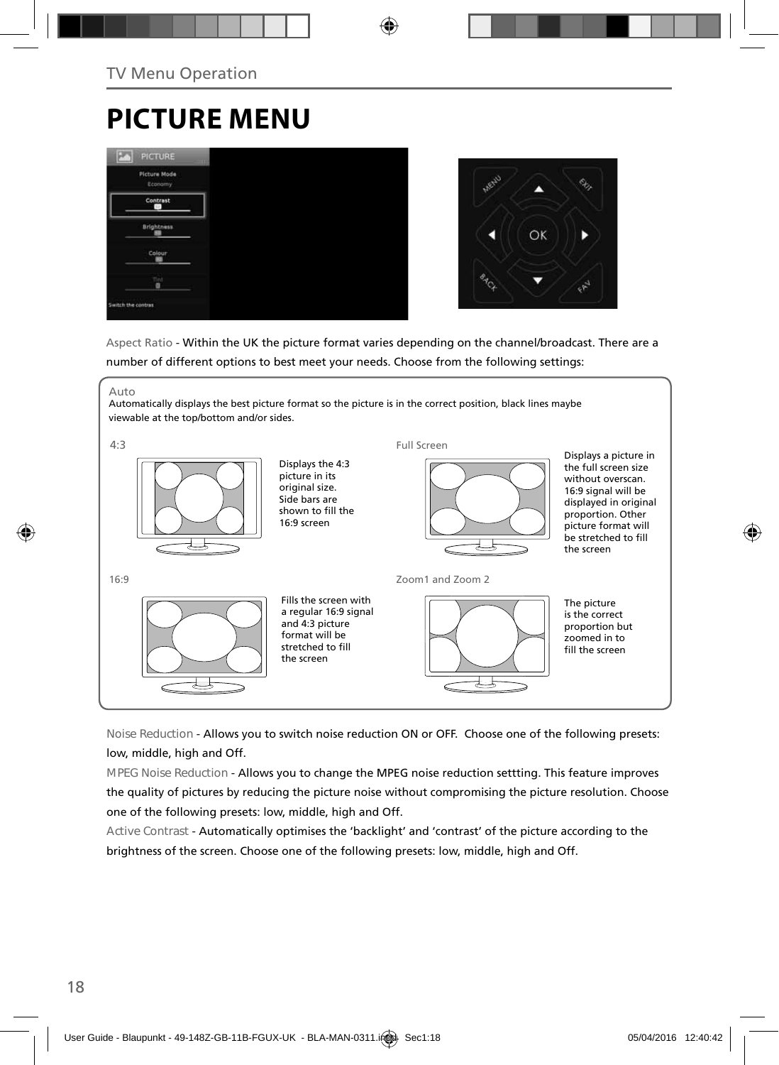# PICTURE MENU

Aspect Ratio - Within the UK the picture format varies depending on the channel/broadcast. There are a number of different options to best meet your needs. Choose from the following settings:

Auto
Automatically displays the best picture format so the picture is in the correct position, black lines maybe viewable at the top/bottom and/or sides.

4:3

Displays the 4:3 picture in its original size. Side bars are shown to fill the 16:9 screen

Full Screen

Displays a picture in the full screen size without overscan. 16:9 signal will be displayed in original proportion. Other picture format will be stretched to fill the screen

16:9

Fills the screen with a regular 16:9 signal and 4:3 picture format will be stretched to fill the screen

Zoom1 and Zoom 2

The picture is the correct proportion but zoomed in to fill the screen

Noise Reduction - Allows you to switch noise reduction ON or OFF. Choose one of the following presets: low, middle, high and Off.

MPEG Noise Reduction - Allows you to change the MPEG noise reduction settting. This feature improves the quality of pictures by reducing the picture noise without compromising the picture resolution. Choose one of the following presets: low, middle, high and Off.

Active Contrast - Automatically optimises the 'backlight' and 'contrast' of the picture according to the brightness of the screen. Choose one of the following presets: low, middle, high and Off.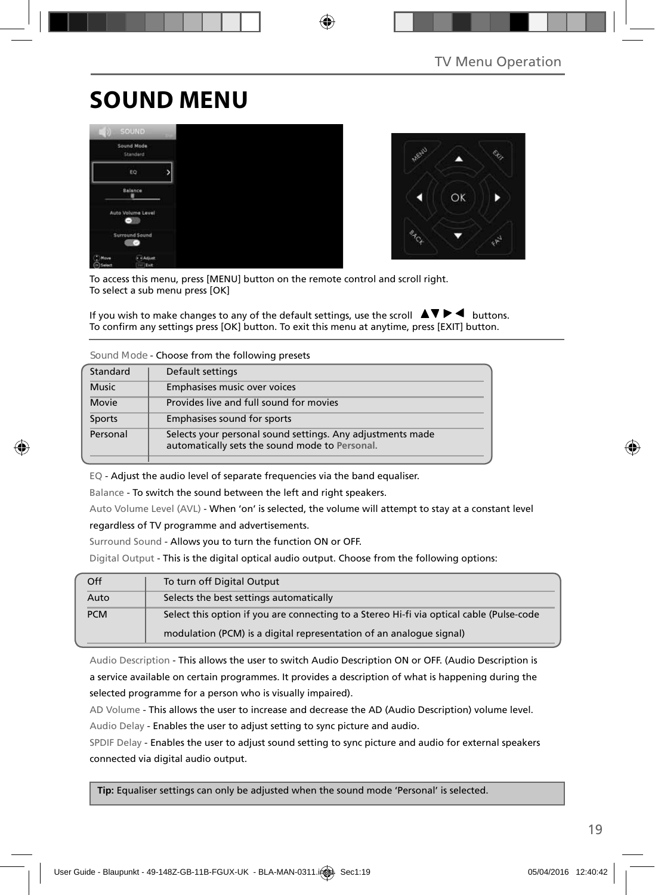# SOUND MENU

To access this menu, press [MENU] button on the remote control and scroll right.
To select a sub menu press [OK]

If you wish to make changes to any of the default settings, use the scroll ▲▼▶◀ buttons.
To confirm any settings press [OK] button. To exit this menu at anytime, press [EXIT] button.

Sound Mode - Choose from the following presets

| | |
|---|---|
| Standard | Default settings |
| Music | Emphasises music over voices |
| Movie | Provides live and full sound for movies |
| Sports | Emphasises sound for sports |
| Personal | Selects your personal sound settings. Any adjustments made automatically sets the sound mode to **Personal.** |

EQ - Adjust the audio level of separate frequencies via the band equaliser.

Balance - To switch the sound between the left and right speakers.

Auto Volume Level (AVL) - When 'on' is selected, the volume will attempt to stay at a constant level regardless of TV programme and advertisements.

Surround Sound - Allows you to turn the function ON or OFF.

Digital Output - This is the digital optical audio output. Choose from the following options:

| | |
|---|---|
| Off | To turn off Digital Output |
| Auto | Selects the best settings automatically |
| PCM | Select this option if you are connecting to a Stereo Hi-fi via optical cable (Pulse-code modulation (PCM) is a digital representation of an analogue signal) |

Audio Description - This allows the user to switch Audio Description ON or OFF. (Audio Description is a service available on certain programmes. It provides a description of what is happening during the selected programme for a person who is visually impaired).

AD Volume - This allows the user to increase and decrease the AD (Audio Description) volume level.

Audio Delay - Enables the user to adjust setting to sync picture and audio.

SPDIF Delay - Enables the user to adjust sound setting to sync picture and audio for external speakers connected via digital audio output.

**Tip:** Equaliser settings can only be adjusted when the sound mode 'Personal' is selected.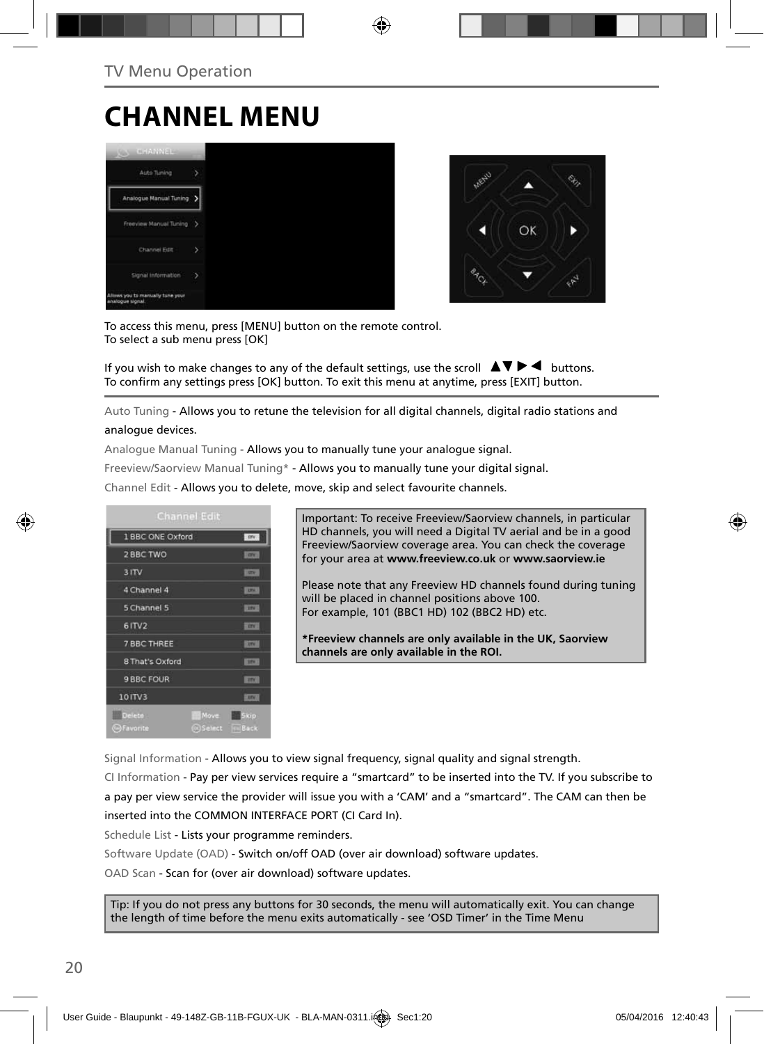TV Menu Operation

# CHANNEL MENU

To access this menu, press [MENU] button on the remote control.
To select a sub menu press [OK]

If you wish to make changes to any of the default settings, use the scroll ▲▼▶◀ buttons.
To confirm any settings press [OK] button. To exit this menu at anytime, press [EXIT] button.

Auto Tuning - Allows you to retune the television for all digital channels, digital radio stations and analogue devices.

Analogue Manual Tuning - Allows you to manually tune your analogue signal.

Freeview/Saorview Manual Tuning* - Allows you to manually tune your digital signal.

Channel Edit - Allows you to delete, move, skip and select favourite channels.

Important: To receive Freeview/Saorview channels, in particular HD channels, you will need a Digital TV aerial and be in a good Freeview/Saorview coverage area. You can check the coverage for your area at **www.freeview.co.uk** or **www.saorview.ie**

Please note that any Freeview HD channels found during tuning will be placed in channel positions above 100.
For example, 101 (BBC1 HD) 102 (BBC2 HD) etc.

**\*Freeview channels are only available in the UK, Saorview channels are only available in the ROI.**

Signal Information - Allows you to view signal frequency, signal quality and signal strength.

CI Information - Pay per view services require a “smartcard” to be inserted into the TV. If you subscribe to a pay per view service the provider will issue you with a ‘CAM’ and a “smartcard”. The CAM can then be inserted into the COMMON INTERFACE PORT (CI Card In).

Schedule List - Lists your programme reminders.

Software Update (OAD) - Switch on/off OAD (over air download) software updates.

OAD Scan - Scan for (over air download) software updates.

Tip: If you do not press any buttons for 30 seconds, the menu will automatically exit. You can change the length of time before the menu exits automatically - see ‘OSD Timer’ in the Time Menu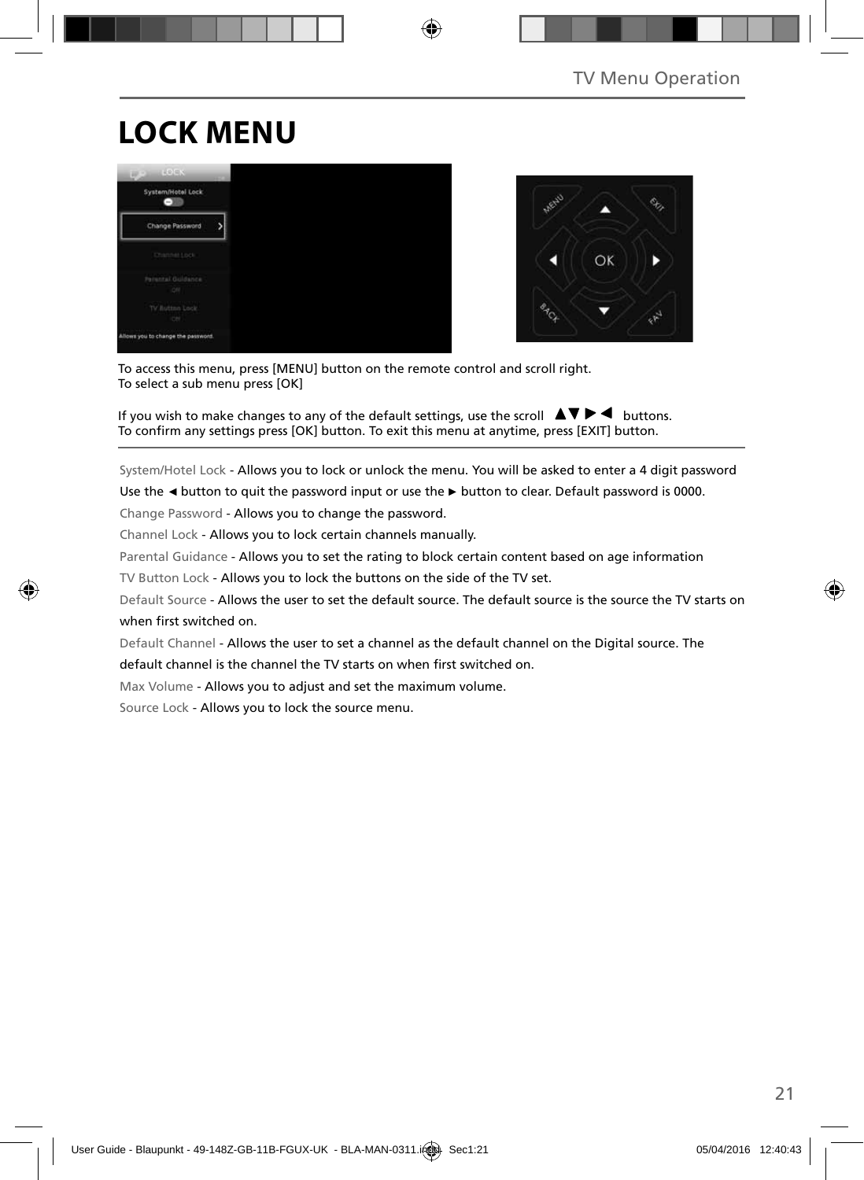# LOCK MENU

To access this menu, press [MENU] button on the remote control and scroll right.
To select a sub menu press [OK]

If you wish to make changes to any of the default settings, use the scroll ▲▼ ► ◄ buttons.
To confirm any settings press [OK] button. To exit this menu at anytime, press [EXIT] button.

System/Hotel Lock - Allows you to lock or unlock the menu. You will be asked to enter a 4 digit password Use the ◄ button to quit the password input or use the ► button to clear. Default password is 0000.

Change Password - Allows you to change the password.

Channel Lock - Allows you to lock certain channels manually.

Parental Guidance - Allows you to set the rating to block certain content based on age information

TV Button Lock - Allows you to lock the buttons on the side of the TV set.

Default Source - Allows the user to set the default source. The default source is the source the TV starts on when first switched on.

Default Channel - Allows the user to set a channel as the default channel on the Digital source. The default channel is the channel the TV starts on when first switched on.

Max Volume - Allows you to adjust and set the maximum volume.

Source Lock - Allows you to lock the source menu.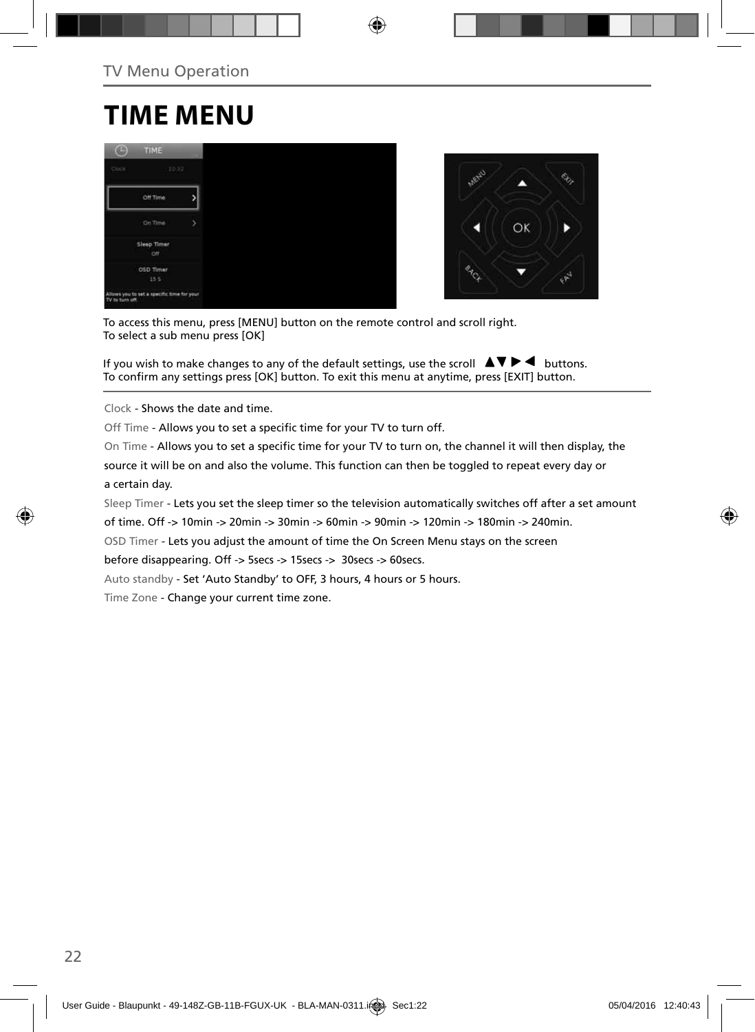TV Menu Operation

# TIME MENU

To access this menu, press [MENU] button on the remote control and scroll right.
To select a sub menu press [OK]

If you wish to make changes to any of the default settings, use the scroll ▲▼▶◀ buttons.
To confirm any settings press [OK] button. To exit this menu at anytime, press [EXIT] button.

Clock - Shows the date and time.

Off Time - Allows you to set a specific time for your TV to turn off.

On Time - Allows you to set a specific time for your TV to turn on, the channel it will then display, the source it will be on and also the volume. This function can then be toggled to repeat every day or a certain day.

Sleep Timer - Lets you set the sleep timer so the television automatically switches off after a set amount of time. Off -> 10min -> 20min -> 30min -> 60min -> 90min -> 120min -> 180min -> 240min.

OSD Timer - Lets you adjust the amount of time the On Screen Menu stays on the screen before disappearing. Off -> 5secs -> 15secs -> 30secs -> 60secs.

Auto standby - Set 'Auto Standby' to OFF, 3 hours, 4 hours or 5 hours.

Time Zone - Change your current time zone.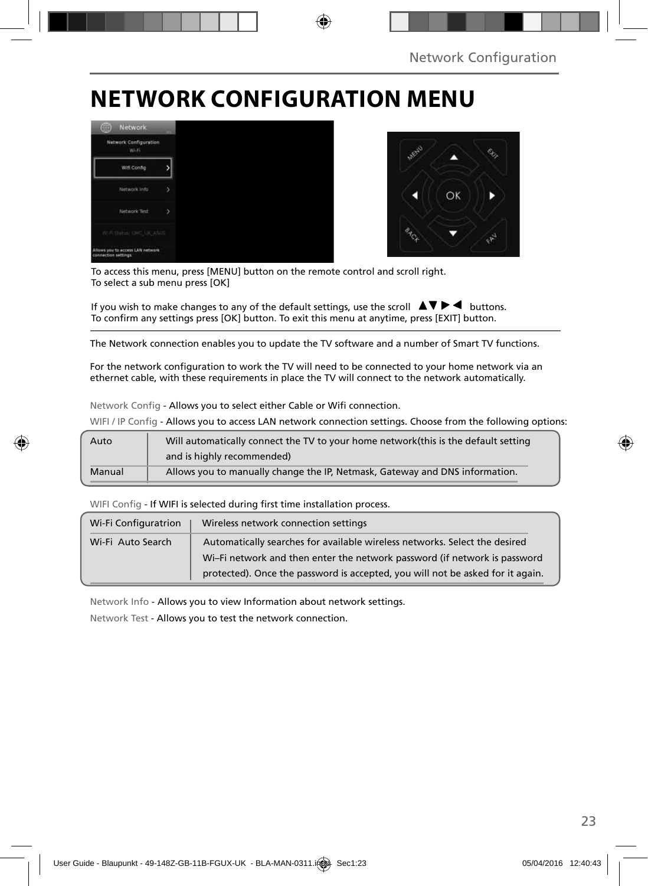# NETWORK CONFIGURATION MENU

To access this menu, press [MENU] button on the remote control and scroll right.
To select a sub menu press [OK]

If you wish to make changes to any of the default settings, use the scroll ▲▼▶◀ buttons.
To confirm any settings press [OK] button. To exit this menu at anytime, press [EXIT] button.

The Network connection enables you to update the TV software and a number of Smart TV functions.

For the network configuration to work the TV will need to be connected to your home network via an ethernet cable, with these requirements in place the TV will connect to the network automatically.

Network Config - Allows you to select either Cable or Wifi connection.

WIFI / IP Config - Allows you to access LAN network connection settings. Choose from the following options:

| | |
|---|---|
| Auto | Will automatically connect the TV to your home network(this is the default setting and is highly recommended) |
| Manual | Allows you to manually change the IP, Netmask, Gateway and DNS information. |

WIFI Config - If WIFI is selected during first time installation process.

| | |
|---|---|
| Wi-Fi Configuratrion | Wireless network connection settings |
| Wi-Fi Auto Search | Automatically searches for available wireless networks. Select the desired Wi–Fi network and then enter the network password (if network is password protected). Once the password is accepted, you will not be asked for it again. |

Network Info - Allows you to view Information about network settings.

Network Test - Allows you to test the network connection.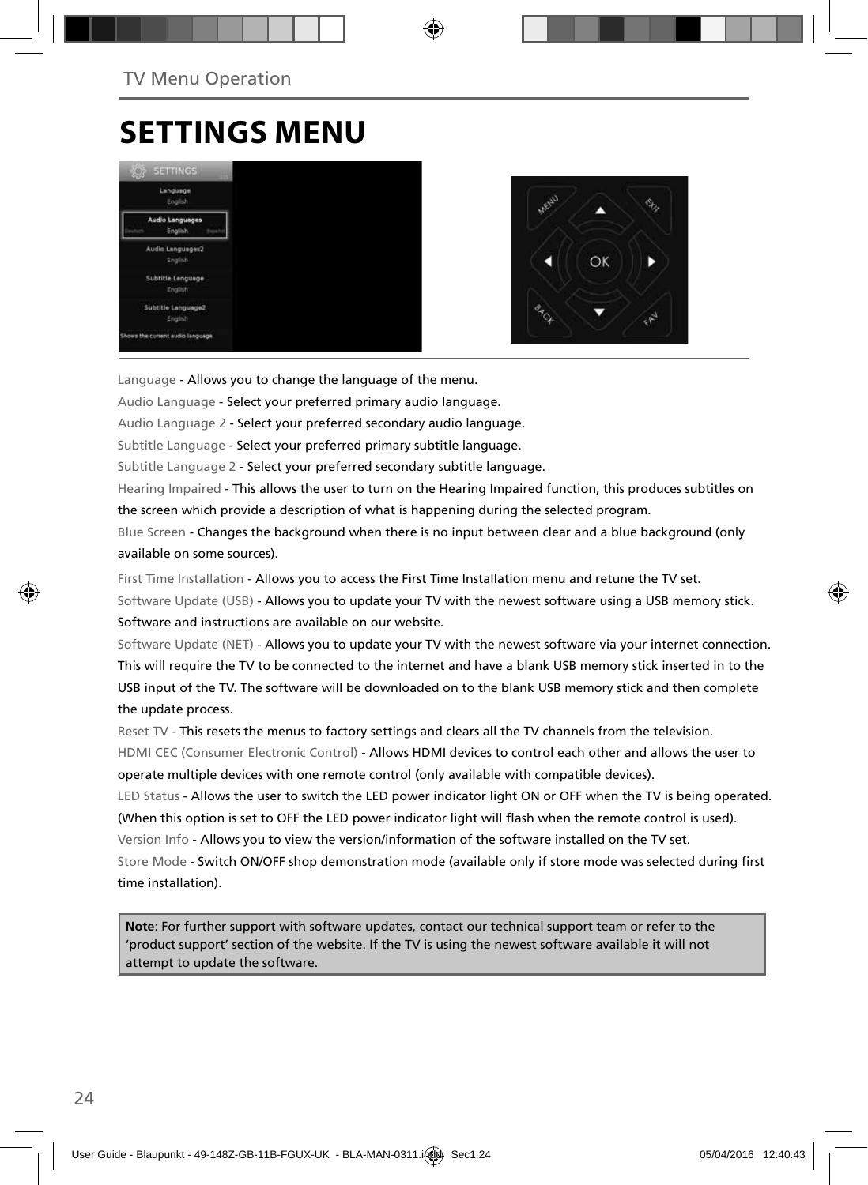# SETTINGS MENU

Language - Allows you to change the language of the menu.

Audio Language - Select your preferred primary audio language.

Audio Language 2 - Select your preferred secondary audio language.

Subtitle Language - Select your preferred primary subtitle language.

Subtitle Language 2 - Select your preferred secondary subtitle language.

Hearing Impaired - This allows the user to turn on the Hearing Impaired function, this produces subtitles on the screen which provide a description of what is happening during the selected program.

Blue Screen - Changes the background when there is no input between clear and a blue background (only available on some sources).

First Time Installation - Allows you to access the First Time Installation menu and retune the TV set.

Software Update (USB) - Allows you to update your TV with the newest software using a USB memory stick. Software and instructions are available on our website.

Software Update (NET) - Allows you to update your TV with the newest software via your internet connection. This will require the TV to be connected to the internet and have a blank USB memory stick inserted in to the USB input of the TV. The software will be downloaded on to the blank USB memory stick and then complete the update process.

Reset TV - This resets the menus to factory settings and clears all the TV channels from the television.

HDMI CEC (Consumer Electronic Control) - Allows HDMI devices to control each other and allows the user to operate multiple devices with one remote control (only available with compatible devices).

LED Status - Allows the user to switch the LED power indicator light ON or OFF when the TV is being operated. (When this option is set to OFF the LED power indicator light will flash when the remote control is used).

Version Info - Allows you to view the version/information of the software installed on the TV set.

Store Mode - Switch ON/OFF shop demonstration mode (available only if store mode was selected during first time installation).

**Note**: For further support with software updates, contact our technical support team or refer to the 'product support' section of the website. If the TV is using the newest software available it will not attempt to update the software.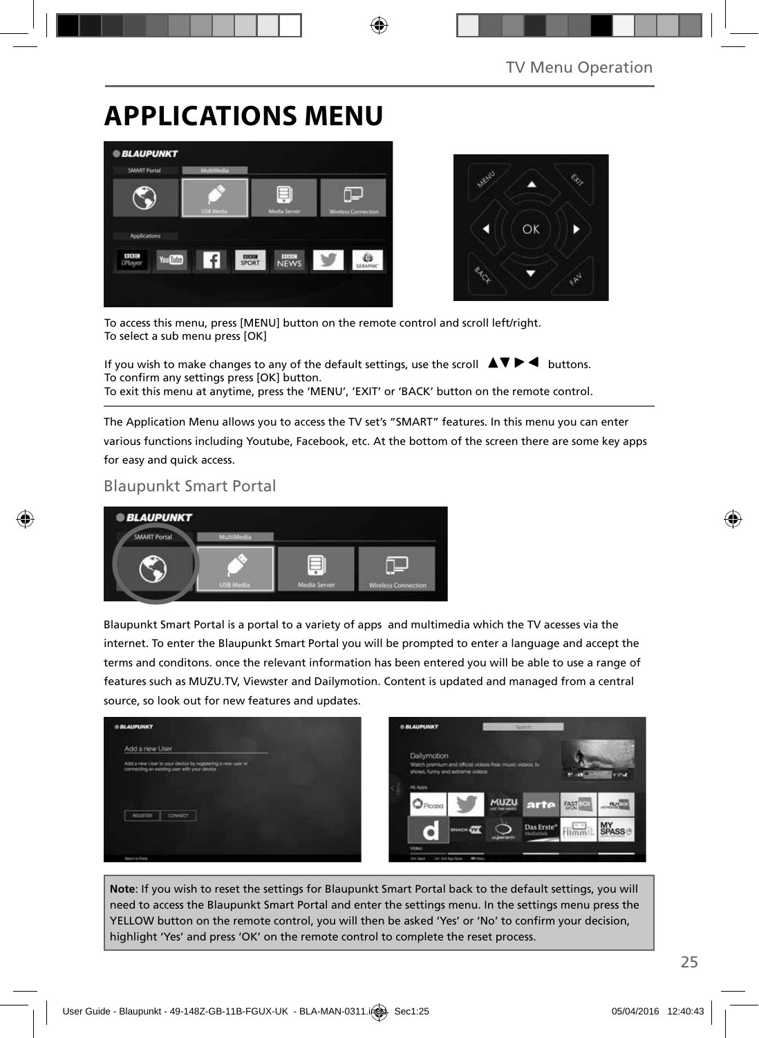# APPLICATIONS MENU

To access this menu, press [MENU] button on the remote control and scroll left/right.
To select a sub menu press [OK]

If you wish to make changes to any of the default settings, use the scroll ▲▼▶◀ buttons.
To confirm any settings press [OK] button.
To exit this menu at anytime, press the 'MENU', 'EXIT' or 'BACK' button on the remote control.

The Application Menu allows you to access the TV set's "SMART" features. In this menu you can enter various functions including Youtube, Facebook, etc. At the bottom of the screen there are some key apps for easy and quick access.

## Blaupunkt Smart Portal

Blaupunkt Smart Portal is a portal to a variety of apps and multimedia which the TV acesses via the internet. To enter the Blaupunkt Smart Portal you will be prompted to enter a language and accept the terms and conditons. once the relevant information has been entered you will be able to use a range of features such as MUZU.TV, Viewster and Dailymotion. Content is updated and managed from a central source, so look out for new features and updates.

**Note**: If you wish to reset the settings for Blaupunkt Smart Portal back to the default settings, you will need to access the Blaupunkt Smart Portal and enter the settings menu. In the settings menu press the YELLOW button on the remote control, you will then be asked 'Yes' or 'No' to confirm your decision, highlight 'Yes' and press 'OK' on the remote control to complete the reset process.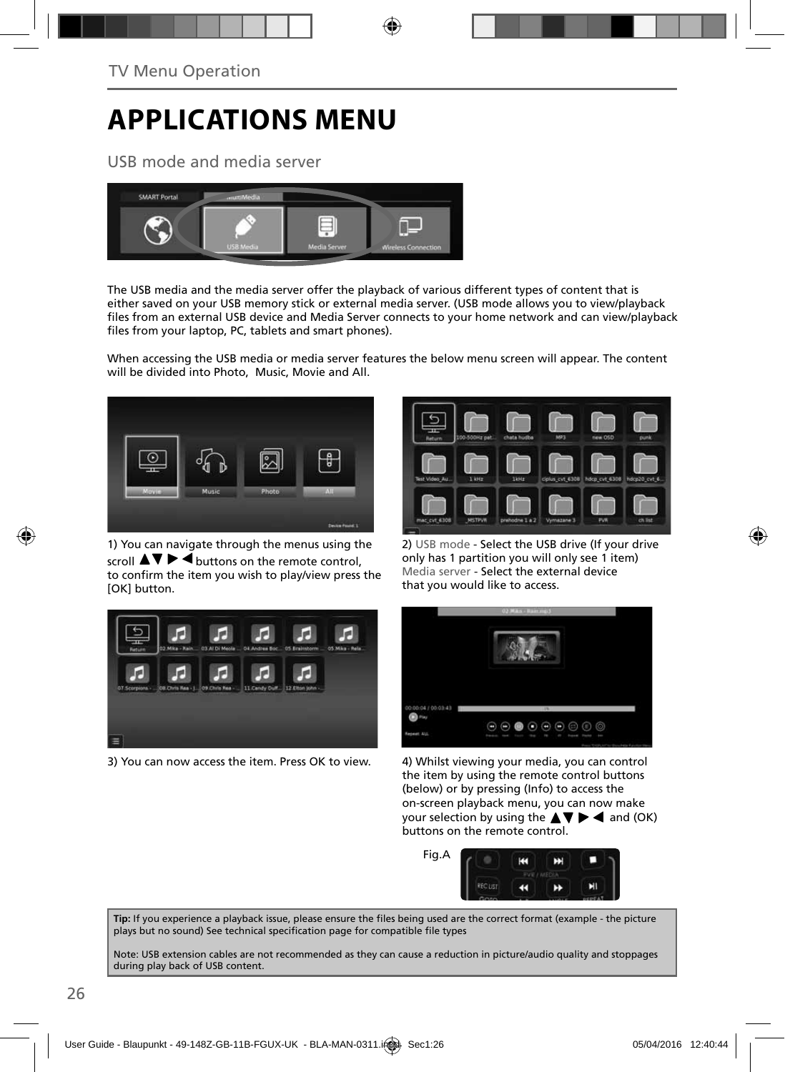# APPLICATIONS MENU

## USB mode and media server

The USB media and the media server offer the playback of various different types of content that is either saved on your USB memory stick or external media server. (USB mode allows you to view/playback files from an external USB device and Media Server connects to your home network and can view/playback files from your laptop, PC, tablets and smart phones).

When accessing the USB media or media server features the below menu screen will appear. The content will be divided into Photo, Music, Movie and All.

1) You can navigate through the menus using the scroll ▲▼ ▶ ◀ buttons on the remote control, to confirm the item you wish to play/view press the [OK] button.

2) USB mode - Select the USB drive (If your drive only has 1 partition you will only see 1 item)
Media server - Select the external device that you would like to access.

3) You can now access the item. Press OK to view.

4) Whilst viewing your media, you can control the item by using the remote control buttons (below) or by pressing (Info) to access the on-screen playback menu, you can now make your selection by using the ▲▼ ▶ ◀ and (OK) buttons on the remote control.

Fig.A

**Tip:** If you experience a playback issue, please ensure the files being used are the correct format (example - the picture plays but no sound) See technical specification page for compatible file types

Note: USB extension cables are not recommended as they can cause a reduction in picture/audio quality and stoppages during play back of USB content.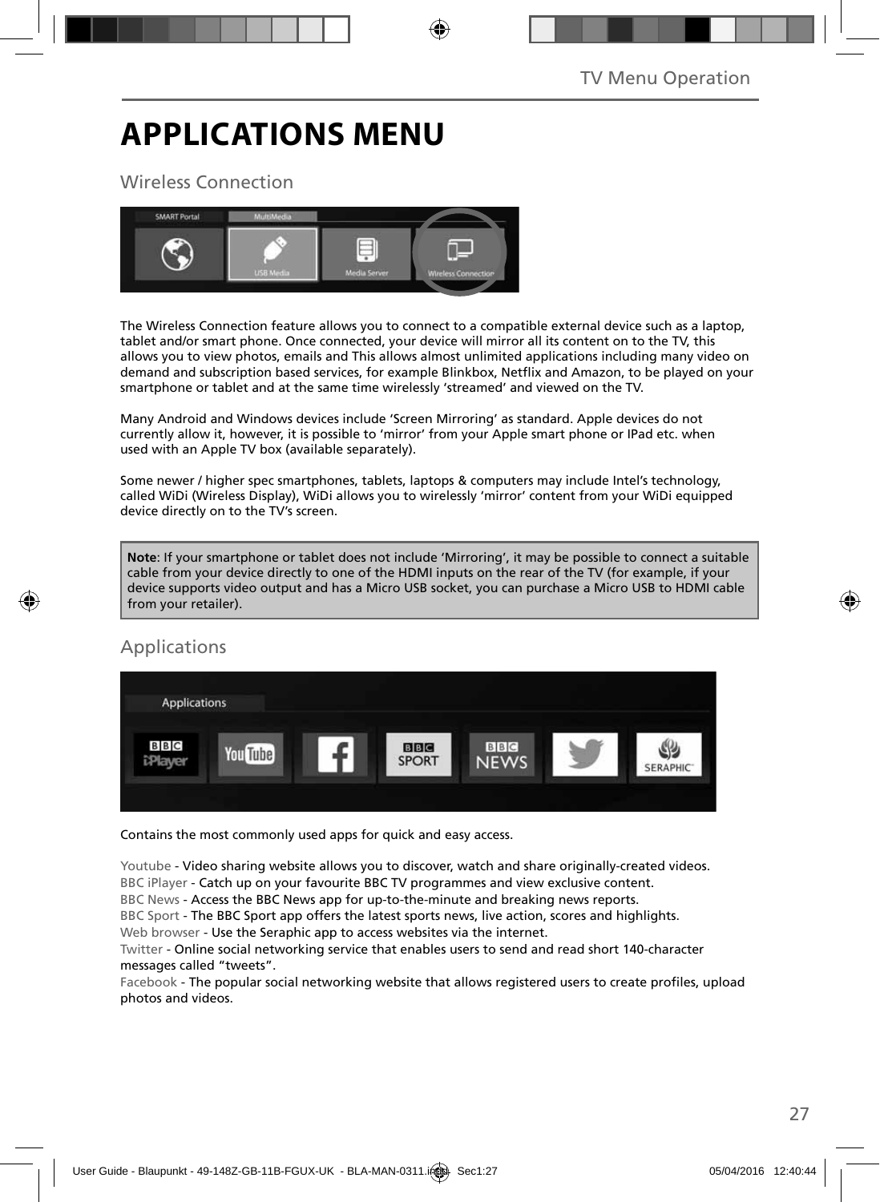# APPLICATIONS MENU

## Wireless Connection

The Wireless Connection feature allows you to connect to a compatible external device such as a laptop, tablet and/or smart phone. Once connected, your device will mirror all its content on to the TV, this allows you to view photos, emails and This allows almost unlimited applications including many video on demand and subscription based services, for example Blinkbox, Netflix and Amazon, to be played on your smartphone or tablet and at the same time wirelessly 'streamed' and viewed on the TV.

Many Android and Windows devices include 'Screen Mirroring' as standard. Apple devices do not currently allow it, however, it is possible to 'mirror' from your Apple smart phone or IPad etc. when used with an Apple TV box (available separately).

Some newer / higher spec smartphones, tablets, laptops & computers may include Intel's technology, called WiDi (Wireless Display), WiDi allows you to wirelessly 'mirror' content from your WiDi equipped device directly on to the TV's screen.

**Note**: If your smartphone or tablet does not include 'Mirroring', it may be possible to connect a suitable cable from your device directly to one of the HDMI inputs on the rear of the TV (for example, if your device supports video output and has a Micro USB socket, you can purchase a Micro USB to HDMI cable from your retailer).

## Applications

Contains the most commonly used apps for quick and easy access.

Youtube - Video sharing website allows you to discover, watch and share originally-created videos.
BBC iPlayer - Catch up on your favourite BBC TV programmes and view exclusive content.
BBC News - Access the BBC News app for up-to-the-minute and breaking news reports.
BBC Sport - The BBC Sport app offers the latest sports news, live action, scores and highlights.
Web browser - Use the Seraphic app to access websites via the internet.
Twitter - Online social networking service that enables users to send and read short 140-character messages called "tweets".
Facebook - The popular social networking website that allows registered users to create profiles, upload photos and videos.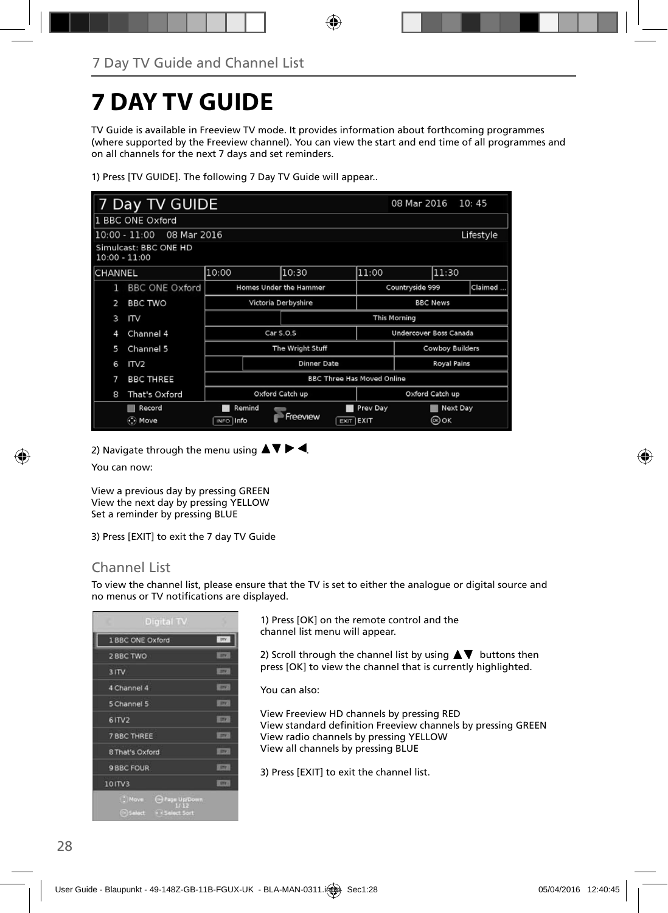# 7 DAY TV GUIDE

TV Guide is available in Freeview TV mode. It provides information about forthcoming programmes (where supported by the Freeview channel). You can view the start and end time of all programmes and on all channels for the next 7 days and set reminders.

1) Press [TV GUIDE]. The following 7 Day TV Guide will appear..

2) Navigate through the menu using ▲▼ ▶ ◀.

You can now:

View a previous day by pressing GREEN
View the next day by pressing YELLOW
Set a reminder by pressing BLUE

3) Press [EXIT] to exit the 7 day TV Guide

## Channel List

To view the channel list, please ensure that the TV is set to either the analogue or digital source and no menus or TV notifications are displayed.

1) Press [OK] on the remote control and the channel list menu will appear.

2) Scroll through the channel list by using ▲▼ buttons then press [OK] to view the channel that is currently highlighted.

You can also:

View Freeview HD channels by pressing RED
View standard definition Freeview channels by pressing GREEN
View radio channels by pressing YELLOW
View all channels by pressing BLUE

3) Press [EXIT] to exit the channel list.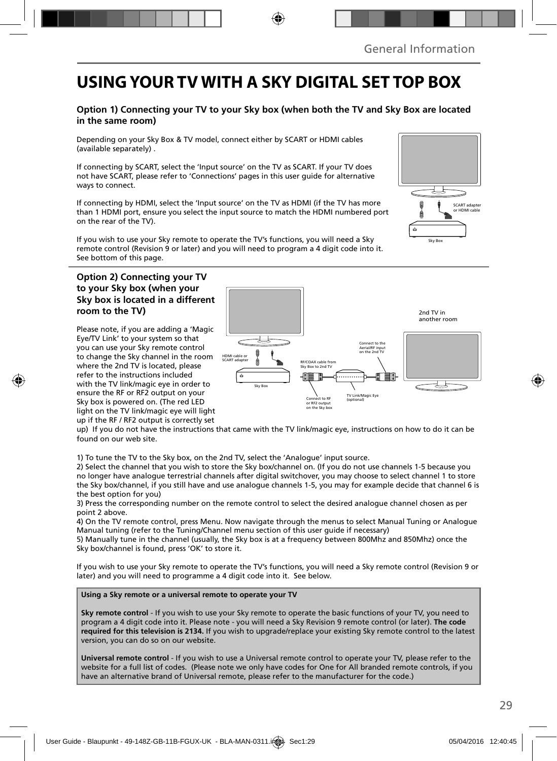# USING YOUR TV WITH A SKY DIGITAL SET TOP BOX

### Option 1) Connecting your TV to your Sky box (when both the TV and Sky Box are located in the same room)

Depending on your Sky Box & TV model, connect either by SCART or HDMI cables (available separately) .

If connecting by SCART, select the 'Input source' on the TV as SCART. If your TV does not have SCART, please refer to 'Connections' pages in this user guide for alternative ways to connect.

If connecting by HDMI, select the 'Input source' on the TV as HDMI (if the TV has more than 1 HDMI port, ensure you select the input source to match the HDMI numbered port on the rear of the TV).

If you wish to use your Sky remote to operate the TV's functions, you will need a Sky remote control (Revision 9 or later) and you will need to program a 4 digit code into it. See bottom of this page.

SCART adapter or HDMI cable

Sky Box

### Option 2) Connecting your TV to your Sky box (when your Sky box is located in a different room to the TV)

Please note, if you are adding a 'Magic Eye/TV Link' to your system so that you can use your Sky remote control to change the Sky channel in the room where the 2nd TV is located, please refer to the instructions included with the TV link/magic eye in order to ensure the RF or RF2 output on your Sky box is powered on. (The red LED light on the TV link/magic eye will light up if the RF / RF2 output is correctly set up) If you do not have the instructions that came with the TV link/magic eye, instructions on how to do it can be found on our web site.

2nd TV in another room

HDMI cable or SCART adapter

Sky Box

RF/COAX cable from Sky Box to 2nd TV

Connect to the Aerial/RF input on the 2nd TV

Connect to RF or RF2 output on the Sky box

TV Link/Magic Eye (optional)

1) To tune the TV to the Sky box, on the 2nd TV, select the 'Analogue' input source.
2) Select the channel that you wish to store the Sky box/channel on. (If you do not use channels 1-5 because you no longer have analogue terrestrial channels after digital switchover, you may choose to select channel 1 to store the Sky box/channel, if you still have and use analogue channels 1-5, you may for example decide that channel 6 is the best option for you)
3) Press the corresponding number on the remote control to select the desired analogue channel chosen as per point 2 above.
4) On the TV remote control, press Menu. Now navigate through the menus to select Manual Tuning or Analogue Manual tuning (refer to the Tuning/Channel menu section of this user guide if necessary)
5) Manually tune in the channel (usually, the Sky box is at a frequency between 800Mhz and 850Mhz) once the Sky box/channel is found, press 'OK' to store it.

If you wish to use your Sky remote to operate the TV's functions, you will need a Sky remote control (Revision 9 or later) and you will need to programme a 4 digit code into it. See below.

**Using a Sky remote or a universal remote to operate your TV**

**Sky remote control** - If you wish to use your Sky remote to operate the basic functions of your TV, you need to program a 4 digit code into it. Please note - you will need a Sky Revision 9 remote control (or later). **The code required for this television is 2134.** If you wish to upgrade/replace your existing Sky remote control to the latest version, you can do so on our website.

**Universal remote control** - If you wish to use a Universal remote control to operate your TV, please refer to the website for a full list of codes. (Please note we only have codes for One for All branded remote controls, if you have an alternative brand of Universal remote, please refer to the manufacturer for the code.)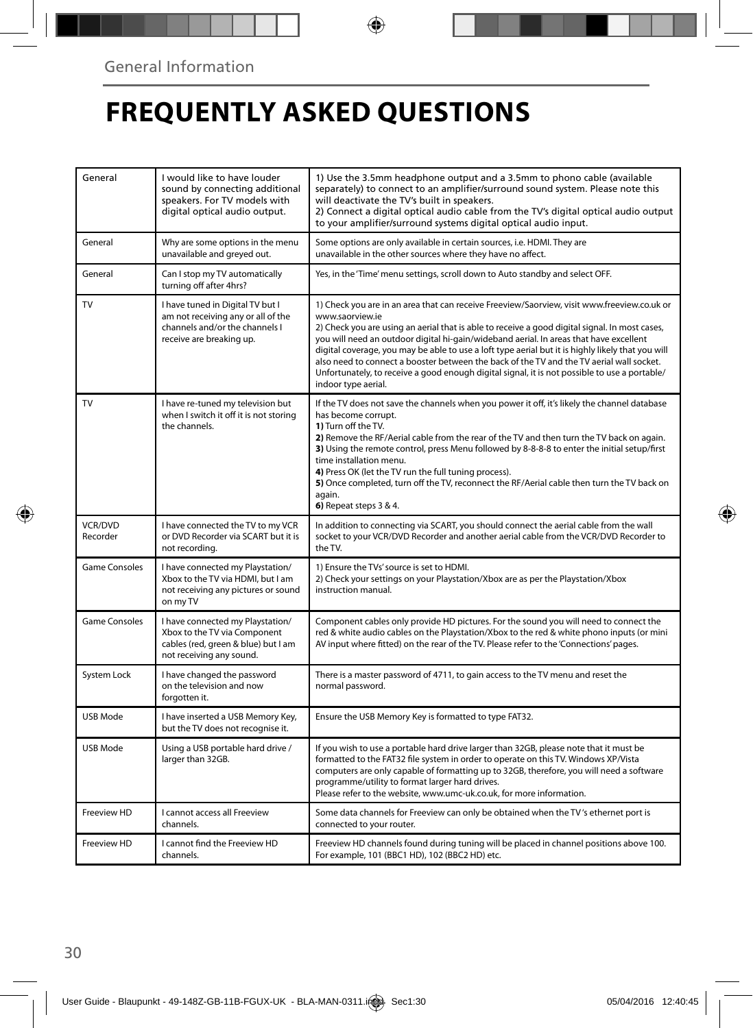General Information

# FREQUENTLY ASKED QUESTIONS

| | | |
|---|---|---|
| General | I would like to have louder sound by connecting additional speakers. For TV models with digital optical audio output. | 1) Use the 3.5mm headphone output and a 3.5mm to phono cable (available separately) to connect to an amplifier/surround sound system. Please note this will deactivate the TV's built in speakers.<br>2) Connect a digital optical audio cable from the TV's digital optical audio output to your amplifier/surround systems digital optical audio input. |
| General | Why are some options in the menu unavailable and greyed out. | Some options are only available in certain sources, i.e. HDMI. They are unavailable in the other sources where they have no affect. |
| General | Can I stop my TV automatically turning off after 4hrs? | Yes, in the 'Time' menu settings, scroll down to Auto standby and select OFF. |
| TV | I have tuned in Digital TV but I am not receiving any or all of the channels and/or the channels I receive are breaking up. | 1) Check you are in an area that can receive Freeview/Saorview, visit www.freeview.co.uk or www.saorview.ie<br>2) Check you are using an aerial that is able to receive a good digital signal. In most cases, you will need an outdoor digital hi-gain/wideband aerial. In areas that have excellent digital coverage, you may be able to use a loft type aerial but it is highly likely that you will also need to connect a booster between the back of the TV and the TV aerial wall socket. Unfortunately, to receive a good enough digital signal, it is not possible to use a portable/indoor type aerial. |
| TV | I have re-tuned my television but when I switch it off it is not storing the channels. | If the TV does not save the channels when you power it off, it's likely the channel database has become corrupt.<br>**1)** Turn off the TV.<br>**2)** Remove the RF/Aerial cable from the rear of the TV and then turn the TV back on again.<br>**3)** Using the remote control, press Menu followed by 8-8-8-8 to enter the initial setup/first time installation menu.<br>**4)** Press OK (let the TV run the full tuning process).<br>**5)** Once completed, turn off the TV, reconnect the RF/Aerial cable then turn the TV back on again.<br>**6)** Repeat steps 3 & 4. |
| VCR/DVD Recorder | I have connected the TV to my VCR or DVD Recorder via SCART but it is not recording. | In addition to connecting via SCART, you should connect the aerial cable from the wall socket to your VCR/DVD Recorder and another aerial cable from the VCR/DVD Recorder to the TV. |
| Game Consoles | I have connected my Playstation/ Xbox to the TV via HDMI, but I am not receiving any pictures or sound on my TV | 1) Ensure the TVs' source is set to HDMI.<br>2) Check your settings on your Playstation/Xbox are as per the Playstation/Xbox instruction manual. |
| Game Consoles | I have connected my Playstation/ Xbox to the TV via Component cables (red, green & blue) but I am not receiving any sound. | Component cables only provide HD pictures. For the sound you will need to connect the red & white audio cables on the Playstation/Xbox to the red & white phono inputs (or mini AV input where fitted) on the rear of the TV. Please refer to the 'Connections' pages. |
| System Lock | I have changed the password on the television and now forgotten it. | There is a master password of 4711, to gain access to the TV menu and reset the normal password. |
| USB Mode | I have inserted a USB Memory Key, but the TV does not recognise it. | Ensure the USB Memory Key is formatted to type FAT32. |
| USB Mode | Using a USB portable hard drive / larger than 32GB. | If you wish to use a portable hard drive larger than 32GB, please note that it must be formatted to the FAT32 file system in order to operate on this TV. Windows XP/Vista computers are only capable of formatting up to 32GB, therefore, you will need a software programme/utility to format larger hard drives.<br>Please refer to the website, www.umc-uk.co.uk, for more information. |
| Freeview HD | I cannot access all Freeview channels. | Some data channels for Freeview can only be obtained when the TV 's ethernet port is connected to your router. |
| Freeview HD | I cannot find the Freeview HD channels. | Freeview HD channels found during tuning will be placed in channel positions above 100. For example, 101 (BBC1 HD), 102 (BBC2 HD) etc. |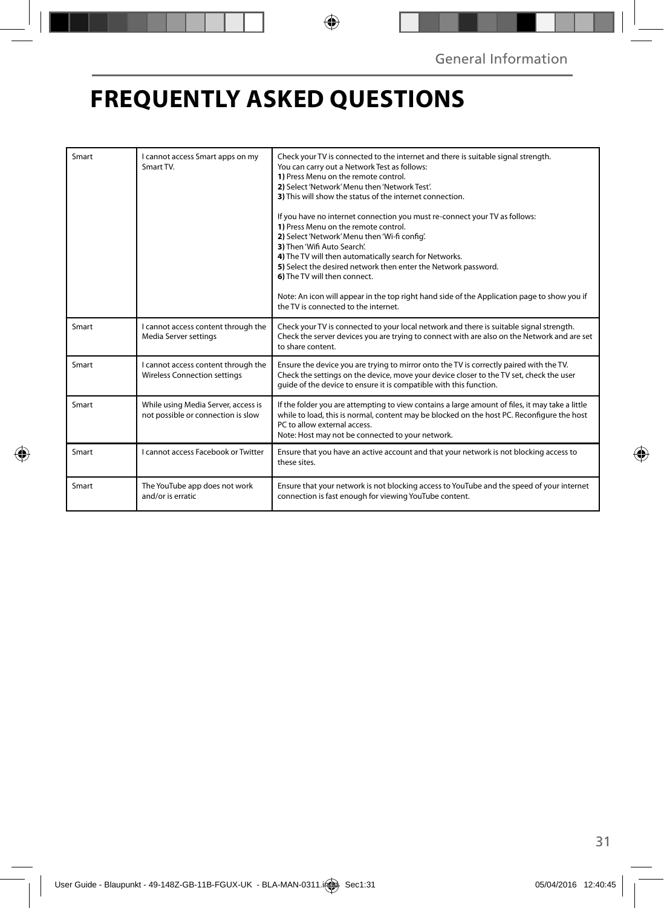# FREQUENTLY ASKED QUESTIONS

| | | |
|---|---|---|
| Smart | I cannot access Smart apps on my Smart TV. | Check your TV is connected to the internet and there is suitable signal strength.<br>You can carry out a Network Test as follows:<br>**1)** Press Menu on the remote control.<br>**2)** Select 'Network' Menu then 'Network Test'.<br>**3)** This will show the status of the internet connection.<br><br>If you have no internet connection you must re-connect your TV as follows:<br>**1)** Press Menu on the remote control.<br>**2)** Select 'Network' Menu then 'Wi-fi config'.<br>**3)** Then 'Wifi Auto Search'.<br>**4)** The TV will then automatically search for Networks.<br>**5)** Select the desired network then enter the Network password.<br>**6)** The TV will then connect.<br><br>Note: An icon will appear in the top right hand side of the Application page to show you if the TV is connected to the internet. |
| Smart | I cannot access content through the Media Server settings | Check your TV is connected to your local network and there is suitable signal strength.<br>Check the server devices you are trying to connect with are also on the Network and are set to share content. |
| Smart | I cannot access content through the Wireless Connection settings | Ensure the device you are trying to mirror onto the TV is correctly paired with the TV.<br>Check the settings on the device, move your device closer to the TV set, check the user guide of the device to ensure it is compatible with this function. |
| Smart | While using Media Server, access is not possible or connection is slow | If the folder you are attempting to view contains a large amount of files, it may take a little while to load, this is normal, content may be blocked on the host PC. Reconfigure the host PC to allow external access.<br>Note: Host may not be connected to your network. |
| Smart | I cannot access Facebook or Twitter | Ensure that you have an active account and that your network is not blocking access to these sites. |
| Smart | The YouTube app does not work and/or is erratic | Ensure that your network is not blocking access to YouTube and the speed of your internet connection is fast enough for viewing YouTube content. |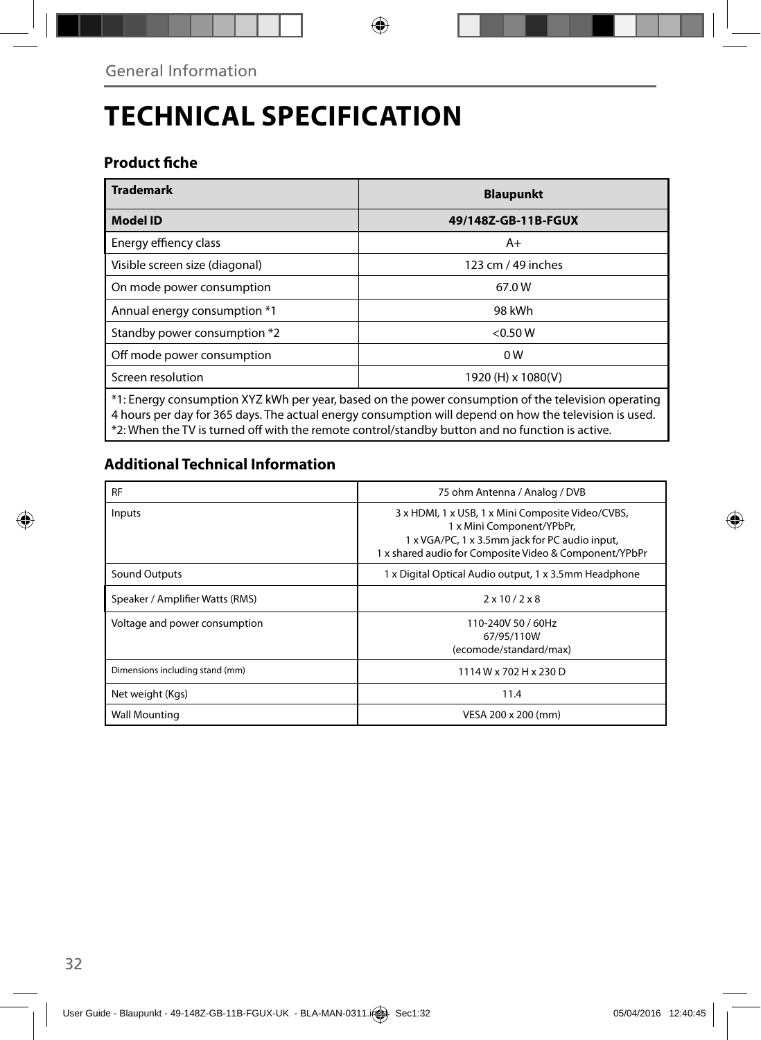# TECHNICAL SPECIFICATION

## Product fiche

| Trademark | Blaupunkt |
|---|---|
| **Model ID** | **49/148Z-GB-11B-FGUX** |
| Energy effiency class | A+ |
| Visible screen size (diagonal) | 123 cm / 49 inches |
| On mode power consumption | 67.0 W |
| Annual energy consumption *1 | 98 kWh |
| Standby power consumption *2 | <0.50 W |
| Off mode power consumption | 0 W |
| Screen resolution | 1920 (H) x 1080(V) |

*1: Energy consumption XYZ kWh per year, based on the power consumption of the television operating 4 hours per day for 365 days. The actual energy consumption will depend on how the television is used.
*2: When the TV is turned off with the remote control/standby button and no function is active.

## Additional Technical Information

| | |
|---|---|
| RF | 75 ohm Antenna / Analog / DVB |
| Inputs | 3 x HDMI, 1 x USB, 1 x Mini Composite Video/CVBS, 1 x Mini Component/YPbPr, 1 x VGA/PC, 1 x 3.5mm jack for PC audio input, 1 x shared audio for Composite Video & Component/YPbPr |
| Sound Outputs | 1 x Digital Optical Audio output, 1 x 3.5mm Headphone |
| Speaker / Amplifier Watts (RMS) | 2 x 10 / 2 x 8 |
| Voltage and power consumption | 110-240V 50 / 60Hz 67/95/110W (ecomode/standard/max) |
| Dimensions including stand (mm) | 1114 W x 702 H x 230 D |
| Net weight (Kgs) | 11.4 |
| Wall Mounting | VESA 200 x 200 (mm) |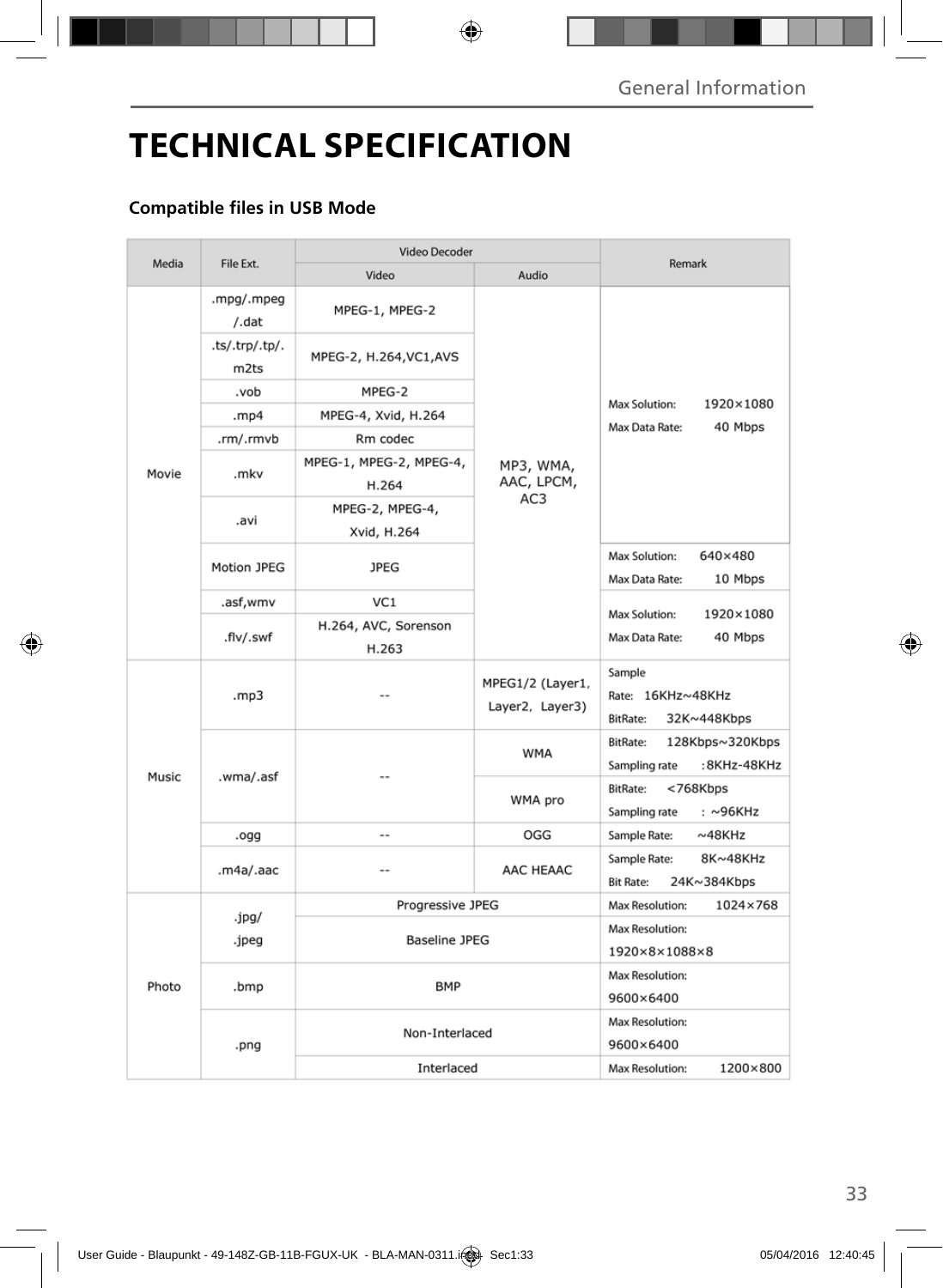# TECHNICAL SPECIFICATION

**Compatible files in USB Mode**

| Media | File Ext. | Video Decoder | | Remark |
|---|---|---|---|---|
| | | Video | Audio | |
| Movie | .mpg/.mpeg /.dat | MPEG-1, MPEG-2 | MP3, WMA, AAC, LPCM, AC3 | Max Solution: 1920×1080 Max Data Rate: 40 Mbps |
| | .ts/.trp/.tp/. m2ts | MPEG-2, H.264,VC1,AVS | | |
| | .vob | MPEG-2 | | |
| | .mp4 | MPEG-4, Xvid, H.264 | | |
| | .rm/.rmvb | Rm codec | | |
| | .mkv | MPEG-1, MPEG-2, MPEG-4, H.264 | | |
| | .avi | MPEG-2, MPEG-4, Xvid, H.264 | | |
| | Motion JPEG | JPEG | | Max Solution: 640×480 Max Data Rate: 10 Mbps |
| | .asf,wmv | VC1 | | Max Solution: 1920×1080 Max Data Rate: 40 Mbps |
| | .flv/.swf | H.264, AVC, Sorenson H.263 | | |
| Music | .mp3 | -- | MPEG1/2 (Layer1, Layer2, Layer3) | Sample Rate: 16KHz~48KHz BitRate: 32K~448Kbps |
| | .wma/.asf | -- | WMA | BitRate: 128Kbps~320Kbps Sampling rate :8KHz-48KHz |
| | | | WMA pro | BitRate: <768Kbps Sampling rate : ~96KHz |
| | .ogg | -- | OGG | Sample Rate: ~48KHz |
| | .m4a/.aac | -- | AAC HEAAC | Sample Rate: 8K~48KHz Bit Rate: 24K~384Kbps |
| Photo | .jpg/ .jpeg | Progressive JPEG | | Max Resolution: 1024×768 |
| | | Baseline JPEG | | Max Resolution: 1920×8×1088×8 |
| | .bmp | BMP | | Max Resolution: 9600×6400 |
| | .png | Non-Interlaced | | Max Resolution: 9600×6400 |
| | | Interlaced | | Max Resolution: 1200×800 |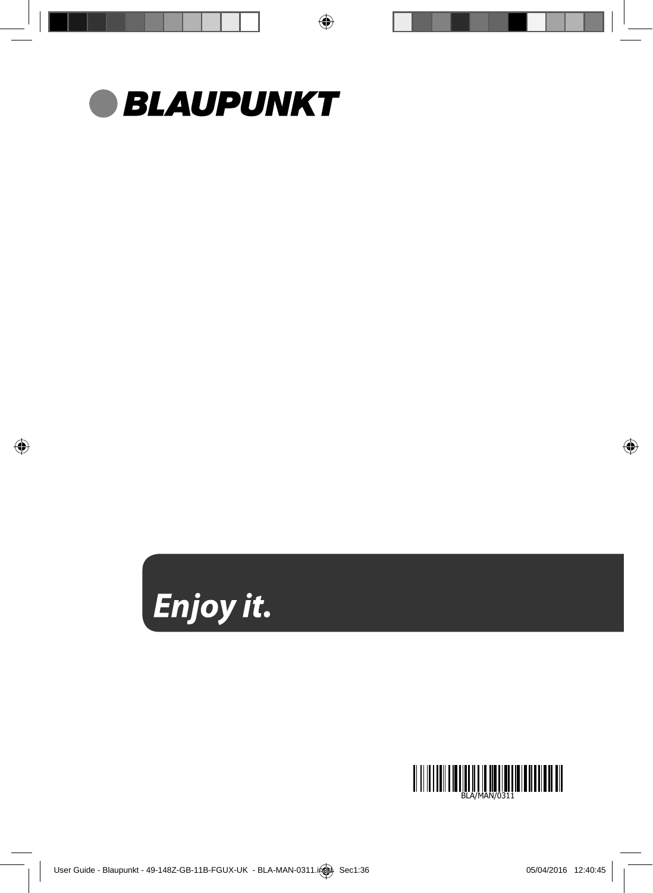BLAUPUNKT

*Enjoy it.*

BLA/MAN/0311